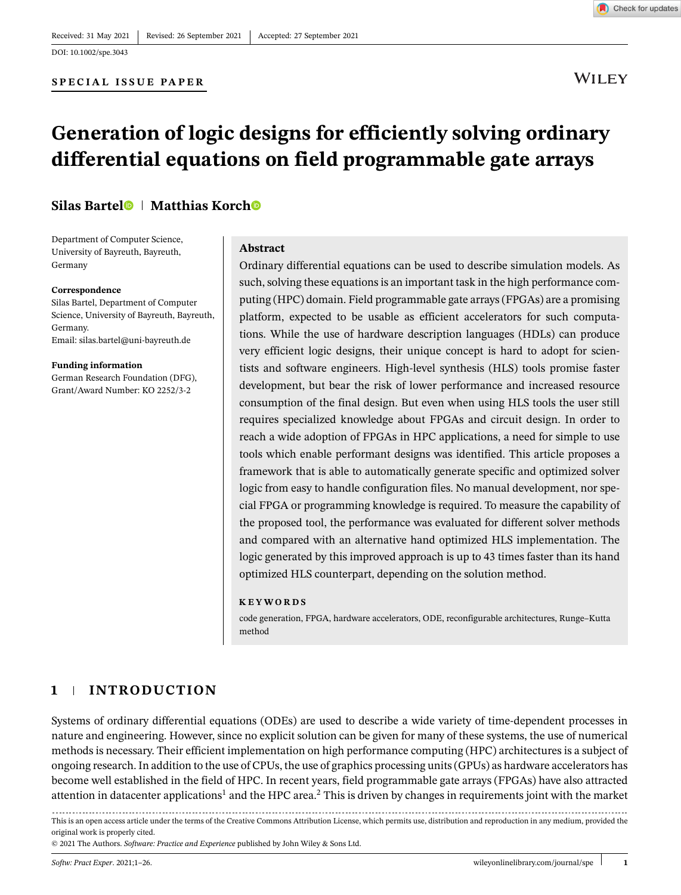Received: 31 May 2021 | Revised: 26 September 2021 | Accepted: 27 September 2021

DOI: 10.1002/spe.3043

**SPECIAL ISSUE PAPER**

# Generation of logic designs for efficiently solving ordinary differential equations on field programmable gate arrays

**Silas Bartel** | **Matthias Korch**

Department of Computer Science, University of Bayreuth, Bayreuth, Germany

**Correspondence**
Silas Bartel, Department of Computer Science, University of Bayreuth, Bayreuth, Germany.
Email: silas.bartel@uni-bayreuth.de

**Funding information**
German Research Foundation (DFG), Grant/Award Number: KO 2252/3-2

## Abstract

Ordinary differential equations can be used to describe simulation models. As such, solving these equations is an important task in the high performance computing (HPC) domain. Field programmable gate arrays (FPGAs) are a promising platform, expected to be usable as efficient accelerators for such computations. While the use of hardware description languages (HDLs) can produce very efficient logic designs, their unique concept is hard to adopt for scientists and software engineers. High-level synthesis (HLS) tools promise faster development, but bear the risk of lower performance and increased resource consumption of the final design. But even when using HLS tools the user still requires specialized knowledge about FPGAs and circuit design. In order to reach a wide adoption of FPGAs in HPC applications, a need for simple to use tools which enable performant designs was identified. This article proposes a framework that is able to automatically generate specific and optimized solver logic from easy to handle configuration files. No manual development, nor special FPGA or programming knowledge is required. To measure the capability of the proposed tool, the performance was evaluated for different solver methods and compared with an alternative hand optimized HLS implementation. The logic generated by this improved approach is up to 43 times faster than its hand optimized HLS counterpart, depending on the solution method.

**KEYWORDS**

code generation, FPGA, hardware accelerators, ODE, reconfigurable architectures, Runge–Kutta method

## 1 | INTRODUCTION

Systems of ordinary differential equations (ODEs) are used to describe a wide variety of time-dependent processes in nature and engineering. However, since no explicit solution can be given for many of these systems, the use of numerical methods is necessary. Their efficient implementation on high performance computing (HPC) architectures is a subject of ongoing research. In addition to the use of CPUs, the use of graphics processing units (GPUs) as hardware accelerators has become well established in the field of HPC. In recent years, field programmable gate arrays (FPGAs) have also attracted attention in datacenter applications[1] and the HPC area.[2] This is driven by changes in requirements joint with the market

This is an open access article under the terms of the Creative Commons Attribution License, which permits use, distribution and reproduction in any medium, provided the original work is properly cited.
© 2021 The Authors. *Software: Practice and Experience* published by John Wiley & Sons Ltd.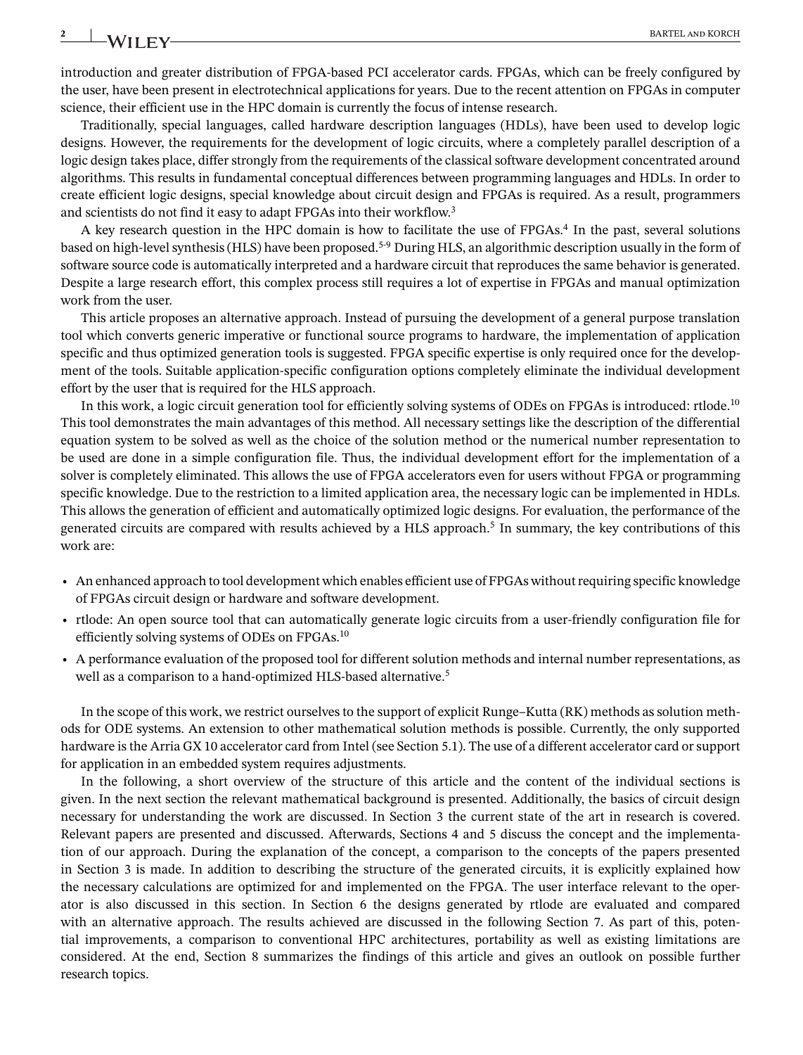introduction and greater distribution of FPGA-based PCI accelerator cards. FPGAs, which can be freely configured by the user, have been present in electrotechnical applications for years. Due to the recent attention on FPGAs in computer science, their efficient use in the HPC domain is currently the focus of intense research.

Traditionally, special languages, called hardware description languages (HDLs), have been used to develop logic designs. However, the requirements for the development of logic circuits, where a completely parallel description of a logic design takes place, differ strongly from the requirements of the classical software development concentrated around algorithms. This results in fundamental conceptual differences between programming languages and HDLs. In order to create efficient logic designs, special knowledge about circuit design and FPGAs is required. As a result, programmers and scientists do not find it easy to adapt FPGAs into their workflow.[3]

A key research question in the HPC domain is how to facilitate the use of FPGAs.[4] In the past, several solutions based on high-level synthesis (HLS) have been proposed.[5-9] During HLS, an algorithmic description usually in the form of software source code is automatically interpreted and a hardware circuit that reproduces the same behavior is generated. Despite a large research effort, this complex process still requires a lot of expertise in FPGAs and manual optimization work from the user.

This article proposes an alternative approach. Instead of pursuing the development of a general purpose translation tool which converts generic imperative or functional source programs to hardware, the implementation of application specific and thus optimized generation tools is suggested. FPGA specific expertise is only required once for the development of the tools. Suitable application-specific configuration options completely eliminate the individual development effort by the user that is required for the HLS approach.

In this work, a logic circuit generation tool for efficiently solving systems of ODEs on FPGAs is introduced: rtlode.[10] This tool demonstrates the main advantages of this method. All necessary settings like the description of the differential equation system to be solved as well as the choice of the solution method or the numerical number representation to be used are done in a simple configuration file. Thus, the individual development effort for the implementation of a solver is completely eliminated. This allows the use of FPGA accelerators even for users without FPGA or programming specific knowledge. Due to the restriction to a limited application area, the necessary logic can be implemented in HDLs. This allows the generation of efficient and automatically optimized logic designs. For evaluation, the performance of the generated circuits are compared with results achieved by a HLS approach.[5] In summary, the key contributions of this work are:

- An enhanced approach to tool development which enables efficient use of FPGAs without requiring specific knowledge of FPGAs circuit design or hardware and software development.
- rtlode: An open source tool that can automatically generate logic circuits from a user-friendly configuration file for efficiently solving systems of ODEs on FPGAs.[10]
- A performance evaluation of the proposed tool for different solution methods and internal number representations, as well as a comparison to a hand-optimized HLS-based alternative.[5]

In the scope of this work, we restrict ourselves to the support of explicit Runge–Kutta (RK) methods as solution methods for ODE systems. An extension to other mathematical solution methods is possible. Currently, the only supported hardware is the Arria GX 10 accelerator card from Intel (see Section 5.1). The use of a different accelerator card or support for application in an embedded system requires adjustments.

In the following, a short overview of the structure of this article and the content of the individual sections is given. In the next section the relevant mathematical background is presented. Additionally, the basics of circuit design necessary for understanding the work are discussed. In Section 3 the current state of the art in research is covered. Relevant papers are presented and discussed. Afterwards, Sections 4 and 5 discuss the concept and the implementation of our approach. During the explanation of the concept, a comparison to the concepts of the papers presented in Section 3 is made. In addition to describing the structure of the generated circuits, it is explicitly explained how the necessary calculations are optimized for and implemented on the FPGA. The user interface relevant to the operator is also discussed in this section. In Section 6 the designs generated by rtlode are evaluated and compared with an alternative approach. The results achieved are discussed in the following Section 7. As part of this, potential improvements, a comparison to conventional HPC architectures, portability as well as existing limitations are considered. At the end, Section 8 summarizes the findings of this article and gives an outlook on possible further research topics.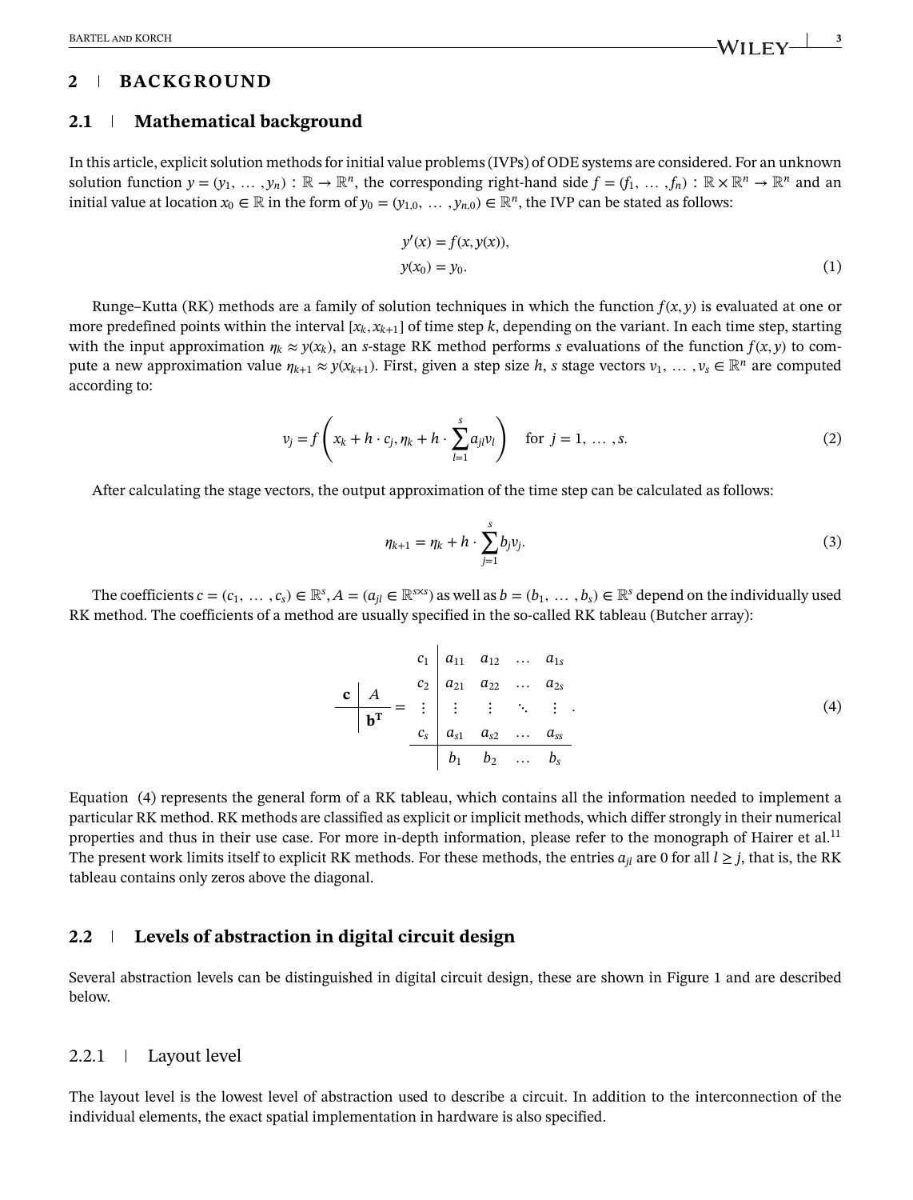## 2 | BACKGROUND

### 2.1 | Mathematical background

In this article, explicit solution methods for initial value problems (IVPs) of ODE systems are considered. For an unknown solution function $y = (y_1, \dots, y_n) : \mathbb{R} \to \mathbb{R}^n$, the corresponding right-hand side $f = (f_1, \dots, f_n) : \mathbb{R} \times \mathbb{R}^n \to \mathbb{R}^n$ and an initial value at location $x_0 \in \mathbb{R}$ in the form of $y_0 = (y_{1,0}, \dots, y_{n,0}) \in \mathbb{R}^n$, the IVP can be stated as follows:

$$
\begin{aligned}
y'(x) &= f(x, y(x)), \\
y(x_0) &= y_0.
\end{aligned}
\tag{1}
$$

Runge–Kutta (RK) methods are a family of solution techniques in which the function $f(x, y)$ is evaluated at one or more predefined points within the interval $[x_k, x_{k+1}]$ of time step $k$, depending on the variant. In each time step, starting with the input approximation $\eta_k \approx y(x_k)$, an $s$-stage RK method performs $s$ evaluations of the function $f(x, y)$ to compute a new approximation value $\eta_{k+1} \approx y(x_{k+1})$. First, given a step size $h$, $s$ stage vectors $v_1, \dots, v_s \in \mathbb{R}^n$ are computed according to:

$$
v_j = f\left(x_k + h \cdot c_j, \eta_k + h \cdot \sum_{l=1}^{s} a_{jl} v_l\right) \quad \text{for } j = 1, \dots, s. \tag{2}
$$

After calculating the stage vectors, the output approximation of the time step can be calculated as follows:

$$
\eta_{k+1} = \eta_k + h \cdot \sum_{j=1}^{s} b_j v_j. \tag{3}
$$

The coefficients $c = (c_1, \dots, c_s) \in \mathbb{R}^s$, $A = (a_{jl} \in \mathbb{R}^{s \times s})$ as well as $b = (b_1, \dots, b_s) \in \mathbb{R}^s$ depend on the individually used RK method. The coefficients of a method are usually specified in the so-called RK tableau (Butcher array):

$$
\begin{array}{c|c}
\mathbf{c} & A \\
\hline
 & \mathbf{b}^\mathbf{T}
\end{array}
=
\begin{array}{c|cccc}
c_1 & a_{11} & a_{12} & \dots & a_{1s} \\
c_2 & a_{21} & a_{22} & \dots & a_{2s} \\
\vdots & \vdots & \vdots & \ddots & \vdots \\
c_s & a_{s1} & a_{s2} & \dots & a_{ss} \\
\hline
 & b_1 & b_2 & \dots & b_s
\end{array}
. \tag{4}
$$

Equation (4) represents the general form of a RK tableau, which contains all the information needed to implement a particular RK method. RK methods are classified as explicit or implicit methods, which differ strongly in their numerical properties and thus in their use case. For more in-depth information, please refer to the monograph of Hairer et al.[11] The present work limits itself to explicit RK methods. For these methods, the entries $a_{jl}$ are 0 for all $l \geq j$, that is, the RK tableau contains only zeros above the diagonal.

### 2.2 | Levels of abstraction in digital circuit design

Several abstraction levels can be distinguished in digital circuit design, these are shown in Figure 1 and are described below.

#### 2.2.1 | Layout level

The layout level is the lowest level of abstraction used to describe a circuit. In addition to the interconnection of the individual elements, the exact spatial implementation in hardware is also specified.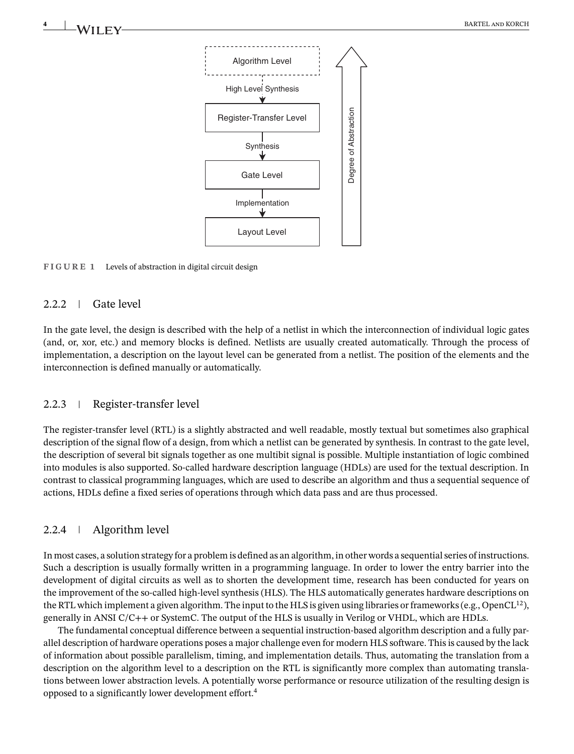Algorithm Level

High Level Synthesis

Register-Transfer Level

Synthesis

Gate Level

Implementation

Layout Level

Degree of Abstraction

**FIGURE 1** Levels of abstraction in digital circuit design

### 2.2.2 | Gate level

In the gate level, the design is described with the help of a netlist in which the interconnection of individual logic gates (and, or, xor, etc.) and memory blocks is defined. Netlists are usually created automatically. Through the process of implementation, a description on the layout level can be generated from a netlist. The position of the elements and the interconnection is defined manually or automatically.

### 2.2.3 | Register-transfer level

The register-transfer level (RTL) is a slightly abstracted and well readable, mostly textual but sometimes also graphical description of the signal flow of a design, from which a netlist can be generated by synthesis. In contrast to the gate level, the description of several bit signals together as one multibit signal is possible. Multiple instantiation of logic combined into modules is also supported. So-called hardware description language (HDLs) are used for the textual description. In contrast to classical programming languages, which are used to describe an algorithm and thus a sequential sequence of actions, HDLs define a fixed series of operations through which data pass and are thus processed.

### 2.2.4 | Algorithm level

In most cases, a solution strategy for a problem is defined as an algorithm, in other words a sequential series of instructions. Such a description is usually formally written in a programming language. In order to lower the entry barrier into the development of digital circuits as well as to shorten the development time, research has been conducted for years on the improvement of the so-called high-level synthesis (HLS). The HLS automatically generates hardware descriptions on the RTL which implement a given algorithm. The input to the HLS is given using libraries or frameworks (e.g., OpenCL[12]), generally in ANSI C/C++ or SystemC. The output of the HLS is usually in Verilog or VHDL, which are HDLs.

The fundamental conceptual difference between a sequential instruction-based algorithm description and a fully parallel description of hardware operations poses a major challenge even for modern HLS software. This is caused by the lack of information about possible parallelism, timing, and implementation details. Thus, automating the translation from a description on the algorithm level to a description on the RTL is significantly more complex than automating translations between lower abstraction levels. A potentially worse performance or resource utilization of the resulting design is opposed to a significantly lower development effort.[4]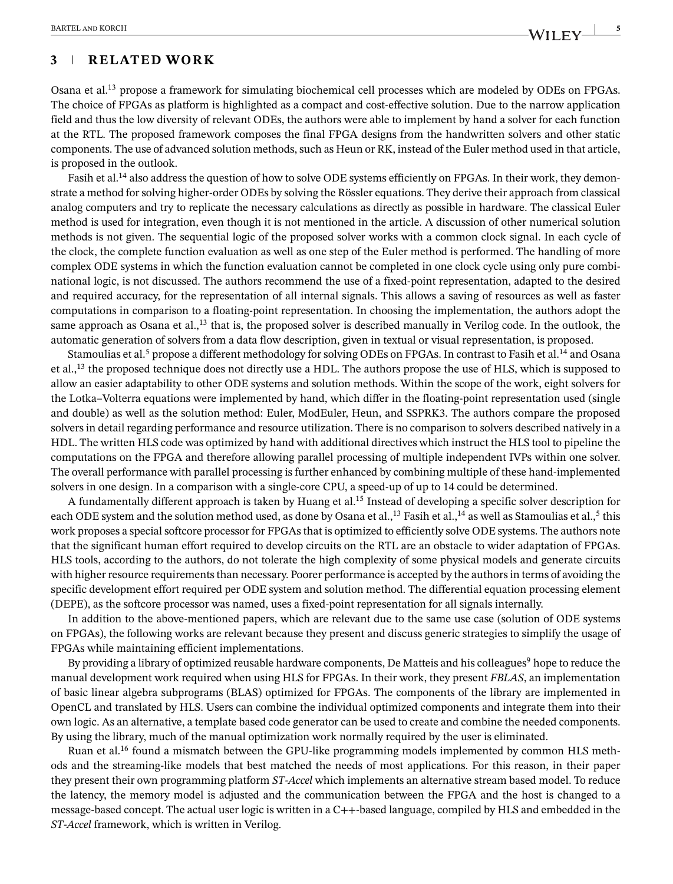## 3 RELATED WORK

Osana et al.[13] propose a framework for simulating biochemical cell processes which are modeled by ODEs on FPGAs. The choice of FPGAs as platform is highlighted as a compact and cost-effective solution. Due to the narrow application field and thus the low diversity of relevant ODEs, the authors were able to implement by hand a solver for each function at the RTL. The proposed framework composes the final FPGA designs from the handwritten solvers and other static components. The use of advanced solution methods, such as Heun or RK, instead of the Euler method used in that article, is proposed in the outlook.

Fasih et al.[14] also address the question of how to solve ODE systems efficiently on FPGAs. In their work, they demonstrate a method for solving higher-order ODEs by solving the Rössler equations. They derive their approach from classical analog computers and try to replicate the necessary calculations as directly as possible in hardware. The classical Euler method is used for integration, even though it is not mentioned in the article. A discussion of other numerical solution methods is not given. The sequential logic of the proposed solver works with a common clock signal. In each cycle of the clock, the complete function evaluation as well as one step of the Euler method is performed. The handling of more complex ODE systems in which the function evaluation cannot be completed in one clock cycle using only pure combinational logic, is not discussed. The authors recommend the use of a fixed-point representation, adapted to the desired and required accuracy, for the representation of all internal signals. This allows a saving of resources as well as faster computations in comparison to a floating-point representation. In choosing the implementation, the authors adopt the same approach as Osana et al.,[13] that is, the proposed solver is described manually in Verilog code. In the outlook, the automatic generation of solvers from a data flow description, given in textual or visual representation, is proposed.

Stamoulias et al.[5] propose a different methodology for solving ODEs on FPGAs. In contrast to Fasih et al.[14] and Osana et al.,[13] the proposed technique does not directly use a HDL. The authors propose the use of HLS, which is supposed to allow an easier adaptability to other ODE systems and solution methods. Within the scope of the work, eight solvers for the Lotka–Volterra equations were implemented by hand, which differ in the floating-point representation used (single and double) as well as the solution method: Euler, ModEuler, Heun, and SSPRK3. The authors compare the proposed solvers in detail regarding performance and resource utilization. There is no comparison to solvers described natively in a HDL. The written HLS code was optimized by hand with additional directives which instruct the HLS tool to pipeline the computations on the FPGA and therefore allowing parallel processing of multiple independent IVPs within one solver. The overall performance with parallel processing is further enhanced by combining multiple of these hand-implemented solvers in one design. In a comparison with a single-core CPU, a speed-up of up to 14 could be determined.

A fundamentally different approach is taken by Huang et al.[15] Instead of developing a specific solver description for each ODE system and the solution method used, as done by Osana et al.,[13] Fasih et al.,[14] as well as Stamoulias et al.,[5] this work proposes a special softcore processor for FPGAs that is optimized to efficiently solve ODE systems. The authors note that the significant human effort required to develop circuits on the RTL are an obstacle to wider adaptation of FPGAs. HLS tools, according to the authors, do not tolerate the high complexity of some physical models and generate circuits with higher resource requirements than necessary. Poorer performance is accepted by the authors in terms of avoiding the specific development effort required per ODE system and solution method. The differential equation processing element (DEPE), as the softcore processor was named, uses a fixed-point representation for all signals internally.

In addition to the above-mentioned papers, which are relevant due to the same use case (solution of ODE systems on FPGAs), the following works are relevant because they present and discuss generic strategies to simplify the usage of FPGAs while maintaining efficient implementations.

By providing a library of optimized reusable hardware components, De Matteis and his colleagues[9] hope to reduce the manual development work required when using HLS for FPGAs. In their work, they present *FBLAS*, an implementation of basic linear algebra subprograms (BLAS) optimized for FPGAs. The components of the library are implemented in OpenCL and translated by HLS. Users can combine the individual optimized components and integrate them into their own logic. As an alternative, a template based code generator can be used to create and combine the needed components. By using the library, much of the manual optimization work normally required by the user is eliminated.

Ruan et al.[16] found a mismatch between the GPU-like programming models implemented by common HLS methods and the streaming-like models that best matched the needs of most applications. For this reason, in their paper they present their own programming platform *ST-Accel* which implements an alternative stream based model. To reduce the latency, the memory model is adjusted and the communication between the FPGA and the host is changed to a message-based concept. The actual user logic is written in a C++-based language, compiled by HLS and embedded in the *ST-Accel* framework, which is written in Verilog.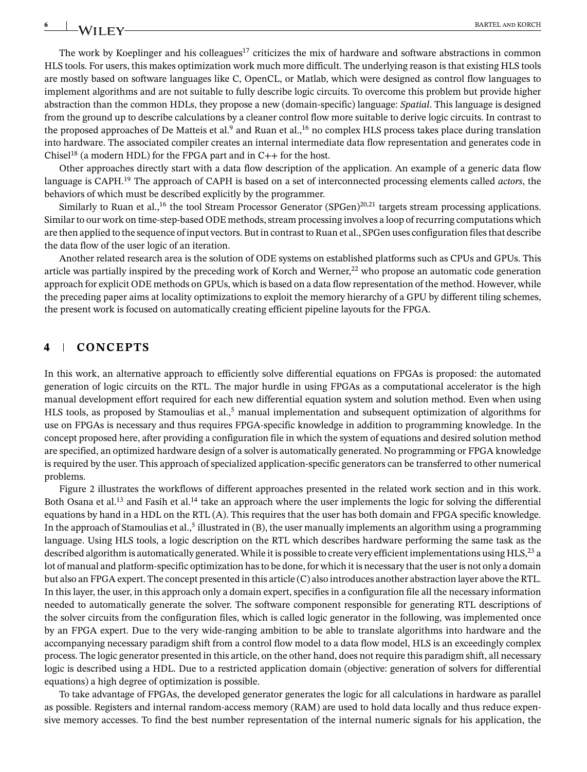The work by Koeplinger and his colleagues[17] criticizes the mix of hardware and software abstractions in common HLS tools. For users, this makes optimization work much more difficult. The underlying reason is that existing HLS tools are mostly based on software languages like C, OpenCL, or Matlab, which were designed as control flow languages to implement algorithms and are not suitable to fully describe logic circuits. To overcome this problem but provide higher abstraction than the common HDLs, they propose a new (domain-specific) language: *Spatial*. This language is designed from the ground up to describe calculations by a cleaner control flow more suitable to derive logic circuits. In contrast to the proposed approaches of De Matteis et al.[9] and Ruan et al.,[16] no complex HLS process takes place during translation into hardware. The associated compiler creates an internal intermediate data flow representation and generates code in Chisel[18] (a modern HDL) for the FPGA part and in C++ for the host.

Other approaches directly start with a data flow description of the application. An example of a generic data flow language is CAPH.[19] The approach of CAPH is based on a set of interconnected processing elements called *actors*, the behaviors of which must be described explicitly by the programmer.

Similarly to Ruan et al.,[16] the tool Stream Processor Generator (SPGen)[20,21] targets stream processing applications. Similar to our work on time-step-based ODE methods, stream processing involves a loop of recurring computations which are then applied to the sequence of input vectors. But in contrast to Ruan et al., SPGen uses configuration files that describe the data flow of the user logic of an iteration.

Another related research area is the solution of ODE systems on established platforms such as CPUs and GPUs. This article was partially inspired by the preceding work of Korch and Werner,[22] who propose an automatic code generation approach for explicit ODE methods on GPUs, which is based on a data flow representation of the method. However, while the preceding paper aims at locality optimizations to exploit the memory hierarchy of a GPU by different tiling schemes, the present work is focused on automatically creating efficient pipeline layouts for the FPGA.

## 4 | CONCEPTS

In this work, an alternative approach to efficiently solve differential equations on FPGAs is proposed: the automated generation of logic circuits on the RTL. The major hurdle in using FPGAs as a computational accelerator is the high manual development effort required for each new differential equation system and solution method. Even when using HLS tools, as proposed by Stamoulias et al.,[5] manual implementation and subsequent optimization of algorithms for use on FPGAs is necessary and thus requires FPGA-specific knowledge in addition to programming knowledge. In the concept proposed here, after providing a configuration file in which the system of equations and desired solution method are specified, an optimized hardware design of a solver is automatically generated. No programming or FPGA knowledge is required by the user. This approach of specialized application-specific generators can be transferred to other numerical problems.

Figure 2 illustrates the workflows of different approaches presented in the related work section and in this work. Both Osana et al.[13] and Fasih et al.[14] take an approach where the user implements the logic for solving the differential equations by hand in a HDL on the RTL (A). This requires that the user has both domain and FPGA specific knowledge. In the approach of Stamoulias et al.,[5] illustrated in (B), the user manually implements an algorithm using a programming language. Using HLS tools, a logic description on the RTL which describes hardware performing the same task as the described algorithm is automatically generated. While it is possible to create very efficient implementations using HLS,[23] a lot of manual and platform-specific optimization has to be done, for which it is necessary that the user is not only a domain but also an FPGA expert. The concept presented in this article (C) also introduces another abstraction layer above the RTL. In this layer, the user, in this approach only a domain expert, specifies in a configuration file all the necessary information needed to automatically generate the solver. The software component responsible for generating RTL descriptions of the solver circuits from the configuration files, which is called logic generator in the following, was implemented once by an FPGA expert. Due to the very wide-ranging ambition to be able to translate algorithms into hardware and the accompanying necessary paradigm shift from a control flow model to a data flow model, HLS is an exceedingly complex process. The logic generator presented in this article, on the other hand, does not require this paradigm shift, all necessary logic is described using a HDL. Due to a restricted application domain (objective: generation of solvers for differential equations) a high degree of optimization is possible.

To take advantage of FPGAs, the developed generator generates the logic for all calculations in hardware as parallel as possible. Registers and internal random-access memory (RAM) are used to hold data locally and thus reduce expensive memory accesses. To find the best number representation of the internal numeric signals for his application, the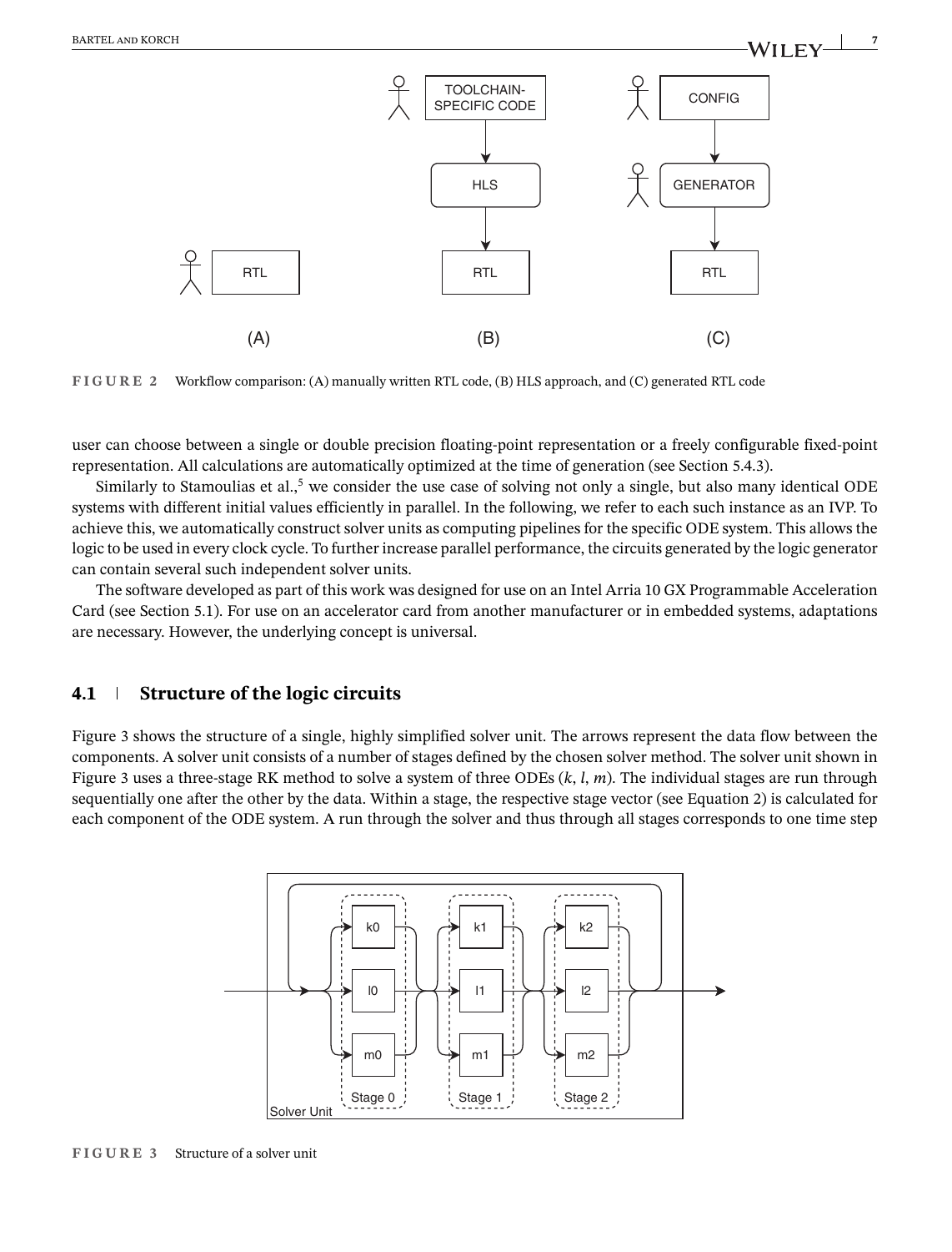FIGURE 2 Workflow comparison: (A) manually written RTL code, (B) HLS approach, and (C) generated RTL code

user can choose between a single or double precision floating-point representation or a freely configurable fixed-point representation. All calculations are automatically optimized at the time of generation (see Section 5.4.3).

Similarly to Stamoulias et al.,[5] we consider the use case of solving not only a single, but also many identical ODE systems with different initial values efficiently in parallel. In the following, we refer to each such instance as an IVP. To achieve this, we automatically construct solver units as computing pipelines for the specific ODE system. This allows the logic to be used in every clock cycle. To further increase parallel performance, the circuits generated by the logic generator can contain several such independent solver units.

The software developed as part of this work was designed for use on an Intel Arria 10 GX Programmable Acceleration Card (see Section 5.1). For use on an accelerator card from another manufacturer or in embedded systems, adaptations are necessary. However, the underlying concept is universal.

## 4.1 Structure of the logic circuits

Figure 3 shows the structure of a single, highly simplified solver unit. The arrows represent the data flow between the components. A solver unit consists of a number of stages defined by the chosen solver method. The solver unit shown in Figure 3 uses a three-stage RK method to solve a system of three ODEs ($k$, $l$, $m$). The individual stages are run through sequentially one after the other by the data. Within a stage, the respective stage vector (see Equation 2) is calculated for each component of the ODE system. A run through the solver and thus through all stages corresponds to one time step

FIGURE 3 Structure of a solver unit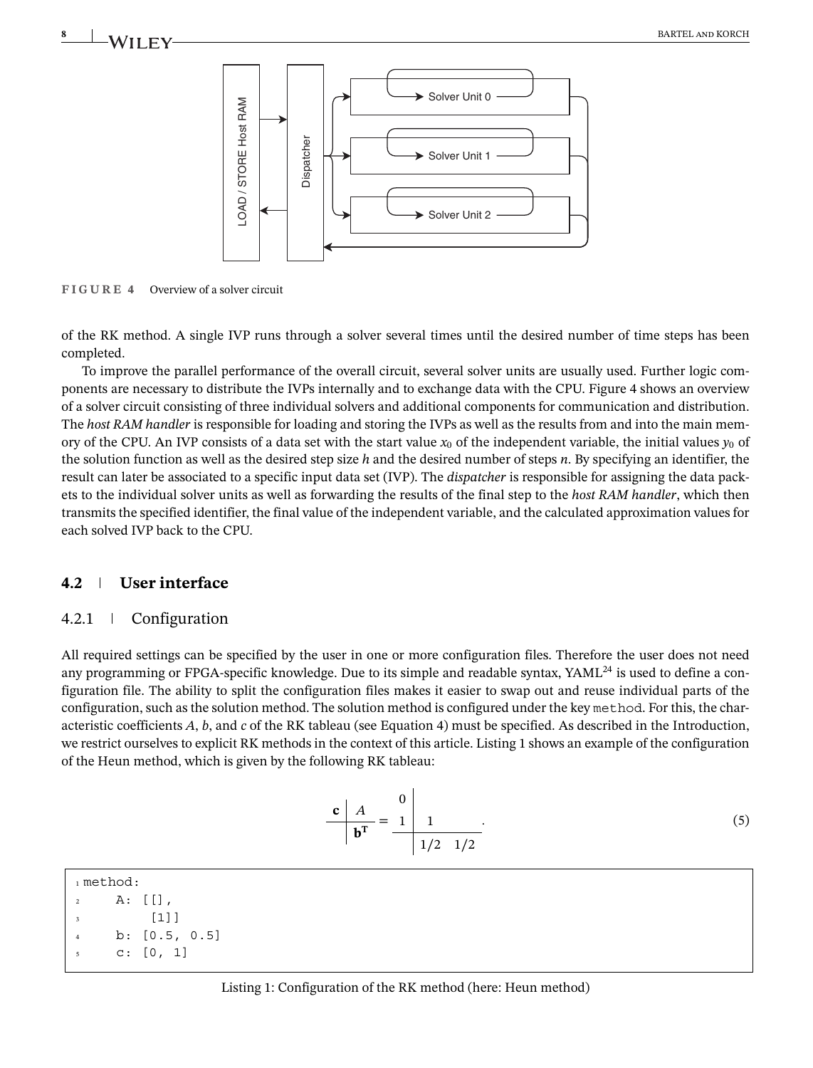LOAD / STORE Host RAM

Dispatcher

Solver Unit 0

Solver Unit 1

Solver Unit 2

**FIGURE 4** Overview of a solver circuit

of the RK method. A single IVP runs through a solver several times until the desired number of time steps has been completed.

To improve the parallel performance of the overall circuit, several solver units are usually used. Further logic components are necessary to distribute the IVPs internally and to exchange data with the CPU. Figure 4 shows an overview of a solver circuit consisting of three individual solvers and additional components for communication and distribution. The *host RAM handler* is responsible for loading and storing the IVPs as well as the results from and into the main memory of the CPU. An IVP consists of a data set with the start value $x_0$ of the independent variable, the initial values $y_0$ of the solution function as well as the desired step size $h$ and the desired number of steps $n$. By specifying an identifier, the result can later be associated to a specific input data set (IVP). The *dispatcher* is responsible for assigning the data packets to the individual solver units as well as forwarding the results of the final step to the *host RAM handler*, which then transmits the specified identifier, the final value of the independent variable, and the calculated approximation values for each solved IVP back to the CPU.

## 4.2 User interface

### 4.2.1 Configuration

All required settings can be specified by the user in one or more configuration files. Therefore the user does not need any programming or FPGA-specific knowledge. Due to its simple and readable syntax, YAML[24] is used to define a configuration file. The ability to split the configuration files makes it easier to swap out and reuse individual parts of the configuration, such as the solution method. The solution method is configured under the key `method`. For this, the characteristic coefficients $A$, $b$, and $c$ of the RK tableau (see Equation 4) must be specified. As described in the Introduction, we restrict ourselves to explicit RK methods in the context of this article. Listing 1 shows an example of the configuration of the Heun method, which is given by the following RK tableau:

$$
\begin{array}{c|c} \mathbf{c} & A \\ \hline & \mathbf{b}^{\mathrm{T}} \end{array} = \begin{array}{c|cc} 0 & & \\ 1 & 1 & \\ \hline & 1/2 & 1/2 \end{array} . \tag{5}
$$

```
method:
    A: [[],
        [1]]
    b: [0.5, 0.5]
    c: [0, 1]
```

Listing 1: Configuration of the RK method (here: Heun method)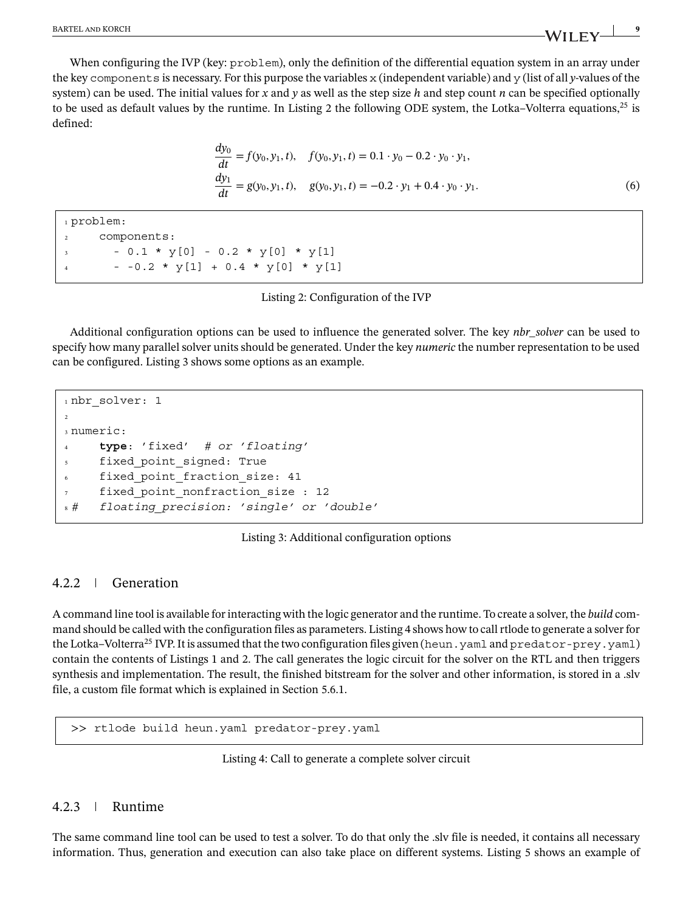When configuring the IVP (key: `problem`), only the definition of the differential equation system in an array under the key `components` is necessary. For this purpose the variables `x` (independent variable) and `y` (list of all *y*-values of the system) can be used. The initial values for *x* and *y* as well as the step size *h* and step count *n* can be specified optionally to be used as default values by the runtime. In Listing 2 the following ODE system, the Lotka–Volterra equations,[25] is defined:

$$
\begin{aligned}
\frac{dy_0}{dt} &= f(y_0, y_1, t), \quad f(y_0, y_1, t) = 0.1 \cdot y_0 - 0.2 \cdot y_0 \cdot y_1, \\
\frac{dy_1}{dt} &= g(y_0, y_1, t), \quad g(y_0, y_1, t) = -0.2 \cdot y_1 + 0.4 \cdot y_0 \cdot y_1.
\end{aligned}
\tag{6}
$$

```
1 problem:
2     components:
3       - 0.1 * y[0] - 0.2 * y[0] * y[1]
4       - -0.2 * y[1] + 0.4 * y[0] * y[1]
```

Listing 2: Configuration of the IVP

Additional configuration options can be used to influence the generated solver. The key *nbr_solver* can be used to specify how many parallel solver units should be generated. Under the key *numeric* the number representation to be used can be configured. Listing 3 shows some options as an example.

```
1 nbr_solver: 1
2
3 numeric:
4     type: 'fixed'  # or 'floating'
5     fixed_point_signed: True
6     fixed_point_fraction_size: 41
7     fixed_point_nonfraction_size : 12
8 #   floating_precision: 'single' or 'double'
```

Listing 3: Additional configuration options

### 4.2.2 | Generation

A command line tool is available for interacting with the logic generator and the runtime. To create a solver, the *build* command should be called with the configuration files as parameters. Listing 4 shows how to call rtlode to generate a solver for the Lotka–Volterra[25] IVP. It is assumed that the two configuration files given (`heun.yaml` and `predator-prey.yaml`) contain the contents of Listings 1 and 2. The call generates the logic circuit for the solver on the RTL and then triggers synthesis and implementation. The result, the finished bitstream for the solver and other information, is stored in a .slv file, a custom file format which is explained in Section 5.6.1.

```
>> rtlode build heun.yaml predator-prey.yaml
```

Listing 4: Call to generate a complete solver circuit

### 4.2.3 | Runtime

The same command line tool can be used to test a solver. To do that only the .slv file is needed, it contains all necessary information. Thus, generation and execution can also take place on different systems. Listing 5 shows an example of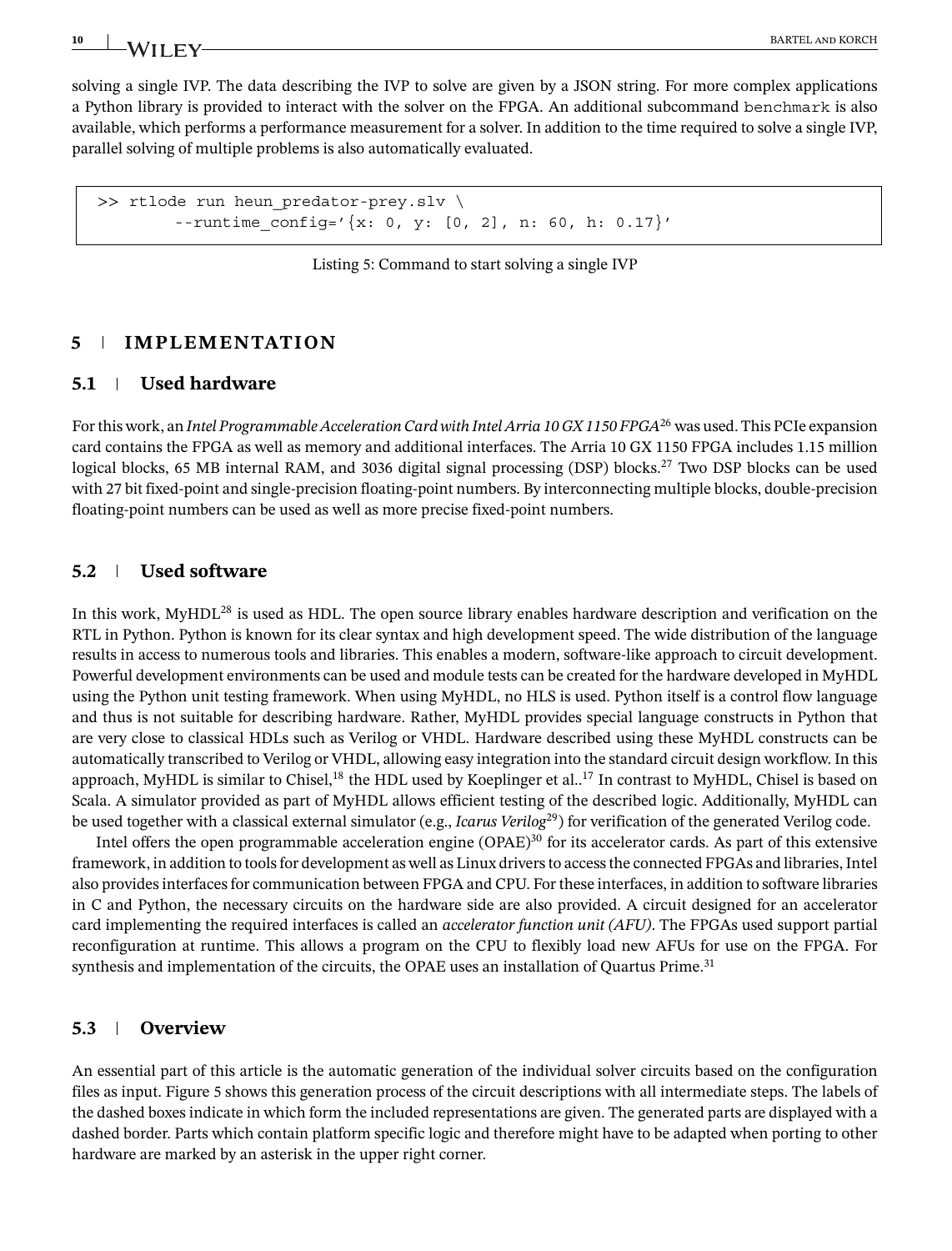solving a single IVP. The data describing the IVP to solve are given by a JSON string. For more complex applications a Python library is provided to interact with the solver on the FPGA. An additional subcommand `benchmark` is also available, which performs a performance measurement for a solver. In addition to the time required to solve a single IVP, parallel solving of multiple problems is also automatically evaluated.

```
>> rtlode run heun_predator-prey.slv \
        --runtime_config='{x: 0, y: [0, 2], n: 60, h: 0.17}'
```

Listing 5: Command to start solving a single IVP

## 5 | IMPLEMENTATION

### 5.1 | Used hardware

For this work, an *Intel Programmable Acceleration Card with Intel Arria 10 GX 1150 FPGA*[26] was used. This PCIe expansion card contains the FPGA as well as memory and additional interfaces. The Arria 10 GX 1150 FPGA includes 1.15 million logical blocks, 65 MB internal RAM, and 3036 digital signal processing (DSP) blocks.[27] Two DSP blocks can be used with 27 bit fixed-point and single-precision floating-point numbers. By interconnecting multiple blocks, double-precision floating-point numbers can be used as well as more precise fixed-point numbers.

### 5.2 | Used software

In this work, MyHDL[28] is used as HDL. The open source library enables hardware description and verification on the RTL in Python. Python is known for its clear syntax and high development speed. The wide distribution of the language results in access to numerous tools and libraries. This enables a modern, software-like approach to circuit development. Powerful development environments can be used and module tests can be created for the hardware developed in MyHDL using the Python unit testing framework. When using MyHDL, no HLS is used. Python itself is a control flow language and thus is not suitable for describing hardware. Rather, MyHDL provides special language constructs in Python that are very close to classical HDLs such as Verilog or VHDL. Hardware described using these MyHDL constructs can be automatically transcribed to Verilog or VHDL, allowing easy integration into the standard circuit design workflow. In this approach, MyHDL is similar to Chisel,[18] the HDL used by Koeplinger et al..[17] In contrast to MyHDL, Chisel is based on Scala. A simulator provided as part of MyHDL allows efficient testing of the described logic. Additionally, MyHDL can be used together with a classical external simulator (e.g., *Icarus Verilog*[29]) for verification of the generated Verilog code.

Intel offers the open programmable acceleration engine (OPAE)[30] for its accelerator cards. As part of this extensive framework, in addition to tools for development as well as Linux drivers to access the connected FPGAs and libraries, Intel also provides interfaces for communication between FPGA and CPU. For these interfaces, in addition to software libraries in C and Python, the necessary circuits on the hardware side are also provided. A circuit designed for an accelerator card implementing the required interfaces is called an *accelerator function unit (AFU)*. The FPGAs used support partial reconfiguration at runtime. This allows a program on the CPU to flexibly load new AFUs for use on the FPGA. For synthesis and implementation of the circuits, the OPAE uses an installation of Quartus Prime.[31]

### 5.3 | Overview

An essential part of this article is the automatic generation of the individual solver circuits based on the configuration files as input. Figure 5 shows this generation process of the circuit descriptions with all intermediate steps. The labels of the dashed boxes indicate in which form the included representations are given. The generated parts are displayed with a dashed border. Parts which contain platform specific logic and therefore might have to be adapted when porting to other hardware are marked by an asterisk in the upper right corner.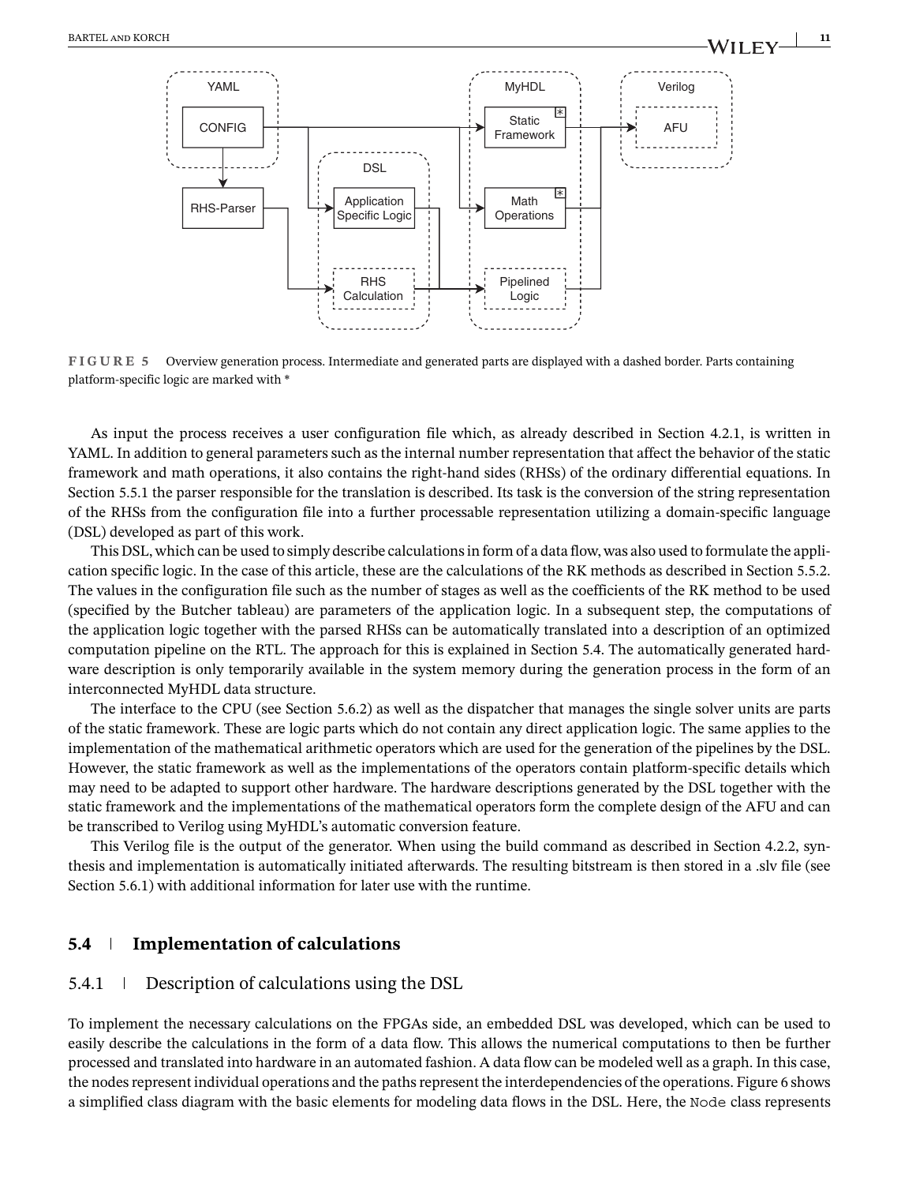YAML

CONFIG

RHS-Parser

DSL

Application Specific Logic

RHS Calculation

MyHDL

Static Framework *

Math Operations *

Pipelined Logic

Verilog

AFU

**FIGURE 5** Overview generation process. Intermediate and generated parts are displayed with a dashed border. Parts containing platform-specific logic are marked with *

As input the process receives a user configuration file which, as already described in Section 4.2.1, is written in YAML. In addition to general parameters such as the internal number representation that affect the behavior of the static framework and math operations, it also contains the right-hand sides (RHSs) of the ordinary differential equations. In Section 5.5.1 the parser responsible for the translation is described. Its task is the conversion of the string representation of the RHSs from the configuration file into a further processable representation utilizing a domain-specific language (DSL) developed as part of this work.

This DSL, which can be used to simply describe calculations in form of a data flow, was also used to formulate the application specific logic. In the case of this article, these are the calculations of the RK methods as described in Section 5.5.2. The values in the configuration file such as the number of stages as well as the coefficients of the RK method to be used (specified by the Butcher tableau) are parameters of the application logic. In a subsequent step, the computations of the application logic together with the parsed RHSs can be automatically translated into a description of an optimized computation pipeline on the RTL. The approach for this is explained in Section 5.4. The automatically generated hardware description is only temporarily available in the system memory during the generation process in the form of an interconnected MyHDL data structure.

The interface to the CPU (see Section 5.6.2) as well as the dispatcher that manages the single solver units are parts of the static framework. These are logic parts which do not contain any direct application logic. The same applies to the implementation of the mathematical arithmetic operators which are used for the generation of the pipelines by the DSL. However, the static framework as well as the implementations of the operators contain platform-specific details which may need to be adapted to support other hardware. The hardware descriptions generated by the DSL together with the static framework and the implementations of the mathematical operators form the complete design of the AFU and can be transcribed to Verilog using MyHDL's automatic conversion feature.

This Verilog file is the output of the generator. When using the build command as described in Section 4.2.2, synthesis and implementation is automatically initiated afterwards. The resulting bitstream is then stored in a .slv file (see Section 5.6.1) with additional information for later use with the runtime.

## 5.4 Implementation of calculations

### 5.4.1 Description of calculations using the DSL

To implement the necessary calculations on the FPGAs side, an embedded DSL was developed, which can be used to easily describe the calculations in the form of a data flow. This allows the numerical computations to then be further processed and translated into hardware in an automated fashion. A data flow can be modeled well as a graph. In this case, the nodes represent individual operations and the paths represent the interdependencies of the operations. Figure 6 shows a simplified class diagram with the basic elements for modeling data flows in the DSL. Here, the `Node` class represents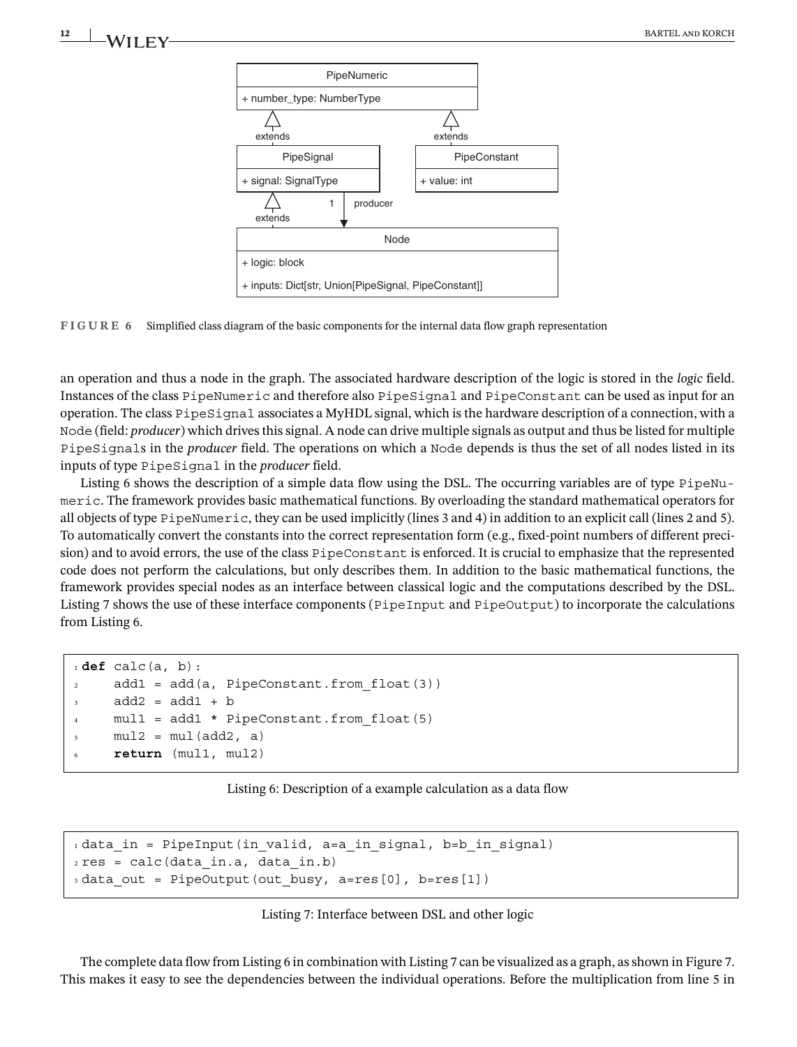PipeNumeric
+ number_type: NumberType
extends
extends
PipeSignal
+ signal: SignalType
PipeConstant
+ value: int
extends
1
producer
Node
+ logic: block
+ inputs: Dict[str, Union[PipeSignal, PipeConstant]]

**FIGURE 6** Simplified class diagram of the basic components for the internal data flow graph representation

an operation and thus a node in the graph. The associated hardware description of the logic is stored in the *logic* field. Instances of the class `PipeNumeric` and therefore also `PipeSignal` and `PipeConstant` can be used as input for an operation. The class `PipeSignal` associates a MyHDL signal, which is the hardware description of a connection, with a `Node` (field: *producer*) which drives this signal. A node can drive multiple signals as output and thus be listed for multiple `PipeSignals` in the *producer* field. The operations on which a `Node` depends is thus the set of all nodes listed in its inputs of type `PipeSignal` in the *producer* field.

Listing 6 shows the description of a simple data flow using the DSL. The occurring variables are of type `PipeNumeric`. The framework provides basic mathematical functions. By overloading the standard mathematical operators for all objects of type `PipeNumeric`, they can be used implicitly (lines 3 and 4) in addition to an explicit call (lines 2 and 5). To automatically convert the constants into the correct representation form (e.g., fixed-point numbers of different precision) and to avoid errors, the use of the class `PipeConstant` is enforced. It is crucial to emphasize that the represented code does not perform the calculations, but only describes them. In addition to the basic mathematical functions, the framework provides special nodes as an interface between classical logic and the computations described by the DSL. Listing 7 shows the use of these interface components (`PipeInput` and `PipeOutput`) to incorporate the calculations from Listing 6.

```
1 def calc(a, b):
2     add1 = add(a, PipeConstant.from_float(3))
3     add2 = add1 + b
4     mul1 = add1 * PipeConstant.from_float(5)
5     mul2 = mul(add2, a)
6     return (mul1, mul2)
```

Listing 6: Description of a example calculation as a data flow

```
1 data_in = PipeInput(in_valid, a=a_in_signal, b=b_in_signal)
2 res = calc(data_in.a, data_in.b)
3 data_out = PipeOutput(out_busy, a=res[0], b=res[1])
```

Listing 7: Interface between DSL and other logic

The complete data flow from Listing 6 in combination with Listing 7 can be visualized as a graph, as shown in Figure 7. This makes it easy to see the dependencies between the individual operations. Before the multiplication from line 5 in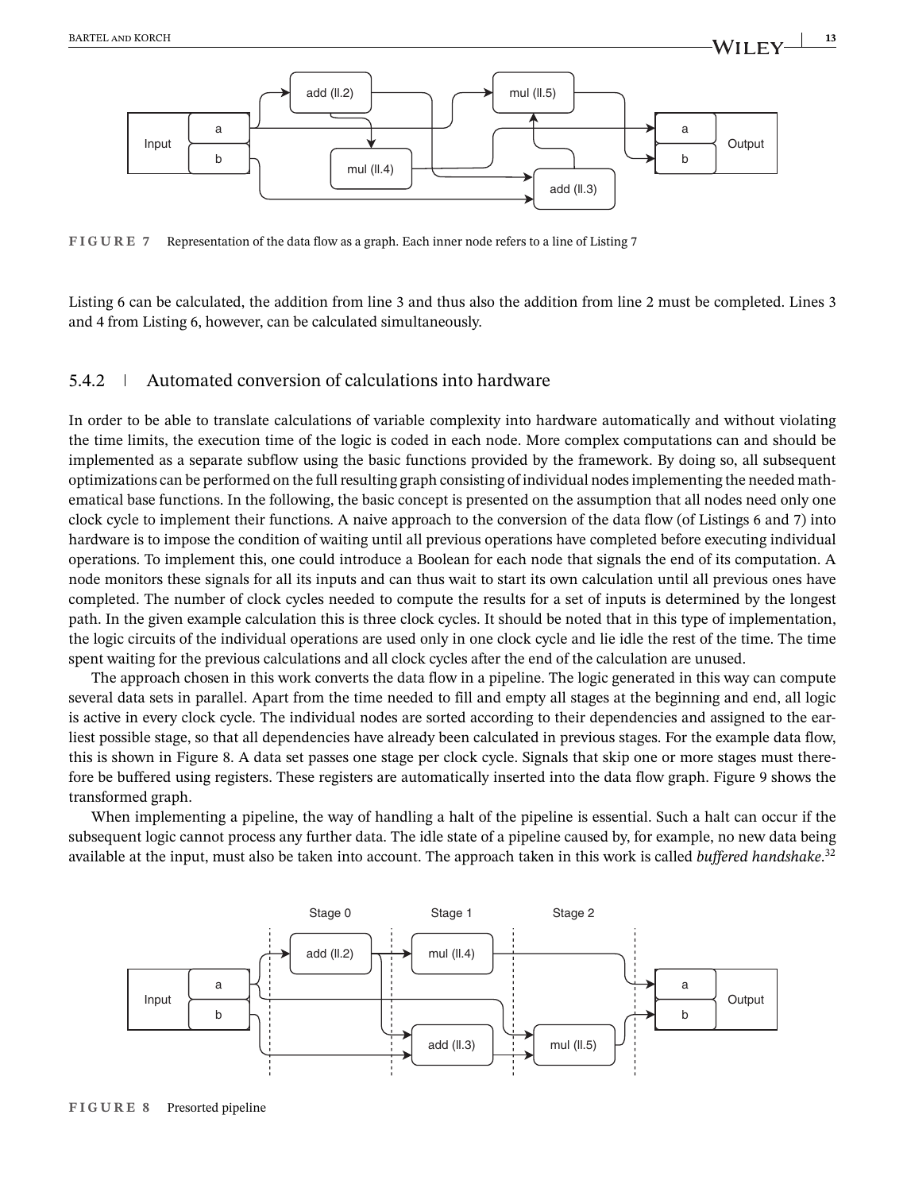Input
a
b
add (ll.2)
mul (ll.4)
mul (ll.5)
add (ll.3)
Output
a
b

**FIGURE 7** Representation of the data flow as a graph. Each inner node refers to a line of Listing 7

Listing 6 can be calculated, the addition from line 3 and thus also the addition from line 2 must be completed. Lines 3 and 4 from Listing 6, however, can be calculated simultaneously.

### 5.4.2 | Automated conversion of calculations into hardware

In order to be able to translate calculations of variable complexity into hardware automatically and without violating the time limits, the execution time of the logic is coded in each node. More complex computations can and should be implemented as a separate subflow using the basic functions provided by the framework. By doing so, all subsequent optimizations can be performed on the full resulting graph consisting of individual nodes implementing the needed mathematical base functions. In the following, the basic concept is presented on the assumption that all nodes need only one clock cycle to implement their functions. A naive approach to the conversion of the data flow (of Listings 6 and 7) into hardware is to impose the condition of waiting until all previous operations have completed before executing individual operations. To implement this, one could introduce a Boolean for each node that signals the end of its computation. A node monitors these signals for all its inputs and can thus wait to start its own calculation until all previous ones have completed. The number of clock cycles needed to compute the results for a set of inputs is determined by the longest path. In the given example calculation this is three clock cycles. It should be noted that in this type of implementation, the logic circuits of the individual operations are used only in one clock cycle and lie idle the rest of the time. The time spent waiting for the previous calculations and all clock cycles after the end of the calculation are unused.

The approach chosen in this work converts the data flow in a pipeline. The logic generated in this way can compute several data sets in parallel. Apart from the time needed to fill and empty all stages at the beginning and end, all logic is active in every clock cycle. The individual nodes are sorted according to their dependencies and assigned to the earliest possible stage, so that all dependencies have already been calculated in previous stages. For the example data flow, this is shown in Figure 8. A data set passes one stage per clock cycle. Signals that skip one or more stages must therefore be buffered using registers. These registers are automatically inserted into the data flow graph. Figure 9 shows the transformed graph.

When implementing a pipeline, the way of handling a halt of the pipeline is essential. Such a halt can occur if the subsequent logic cannot process any further data. The idle state of a pipeline caused by, for example, no new data being available at the input, must also be taken into account. The approach taken in this work is called *buffered handshake*.[32]

Stage 0
Stage 1
Stage 2
Input
a
b
add (ll.2)
mul (ll.4)
add (ll.3)
mul (ll.5)
Output
a
b

**FIGURE 8** Presorted pipeline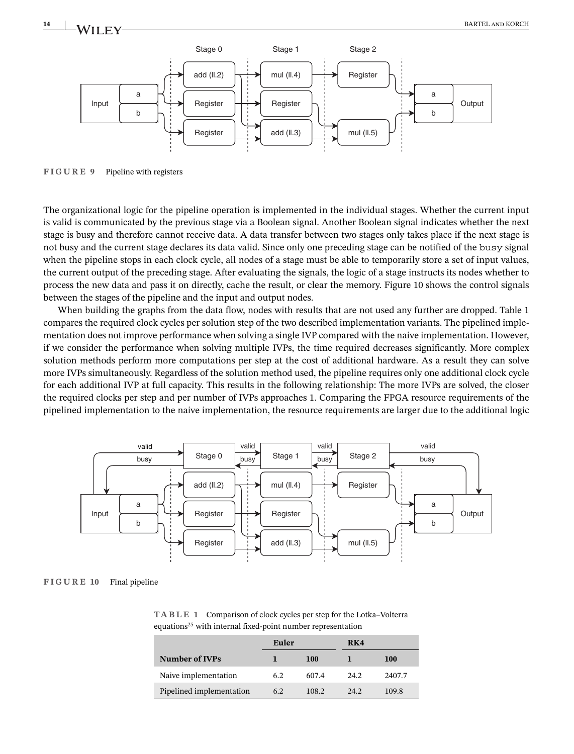Stage 0

Stage 1

Stage 2

add (II.2)

mul (II.4)

Register

Input

a

b

Register

Register

Register

add (II.3)

mul (II.5)

a

b

Output

**FIGURE 9** Pipeline with registers

The organizational logic for the pipeline operation is implemented in the individual stages. Whether the current input is valid is communicated by the previous stage via a Boolean signal. Another Boolean signal indicates whether the next stage is busy and therefore cannot receive data. A data transfer between two stages only takes place if the next stage is not busy and the current stage declares its data valid. Since only one preceding stage can be notified of the `busy` signal when the pipeline stops in each clock cycle, all nodes of a stage must be able to temporarily store a set of input values, the current output of the preceding stage. After evaluating the signals, the logic of a stage instructs its nodes whether to process the new data and pass it on directly, cache the result, or clear the memory. Figure 10 shows the control signals between the stages of the pipeline and the input and output nodes.

When building the graphs from the data flow, nodes with results that are not used any further are dropped. Table 1 compares the required clock cycles per solution step of the two described implementation variants. The pipelined implementation does not improve performance when solving a single IVP compared with the naive implementation. However, if we consider the performance when solving multiple IVPs, the time required decreases significantly. More complex solution methods perform more computations per step at the cost of additional hardware. As a result they can solve more IVPs simultaneously. Regardless of the solution method used, the pipeline requires only one additional clock cycle for each additional IVP at full capacity. This results in the following relationship: The more IVPs are solved, the closer the required clocks per step and per number of IVPs approaches 1. Comparing the FPGA resource requirements of the pipelined implementation to the naive implementation, the resource requirements are larger due to the additional logic

valid

busy

Stage 0

valid

busy

Stage 1

valid

busy

Stage 2

valid

busy

add (II.2)

mul (II.4)

Register

Input

a

b

Register

Register

Register

add (II.3)

mul (II.5)

a

b

Output

**FIGURE 10** Final pipeline

**TABLE 1** Comparison of clock cycles per step for the Lotka–Volterra equations[25] with internal fixed-point number representation

| | Euler | | RK4 | |
|---|---|---|---|---|
| **Number of IVPs** | **1** | **100** | **1** | **100** |
| Naive implementation | 6.2 | 607.4 | 24.2 | 2407.7 |
| Pipelined implementation | 6.2 | 108.2 | 24.2 | 109.8 |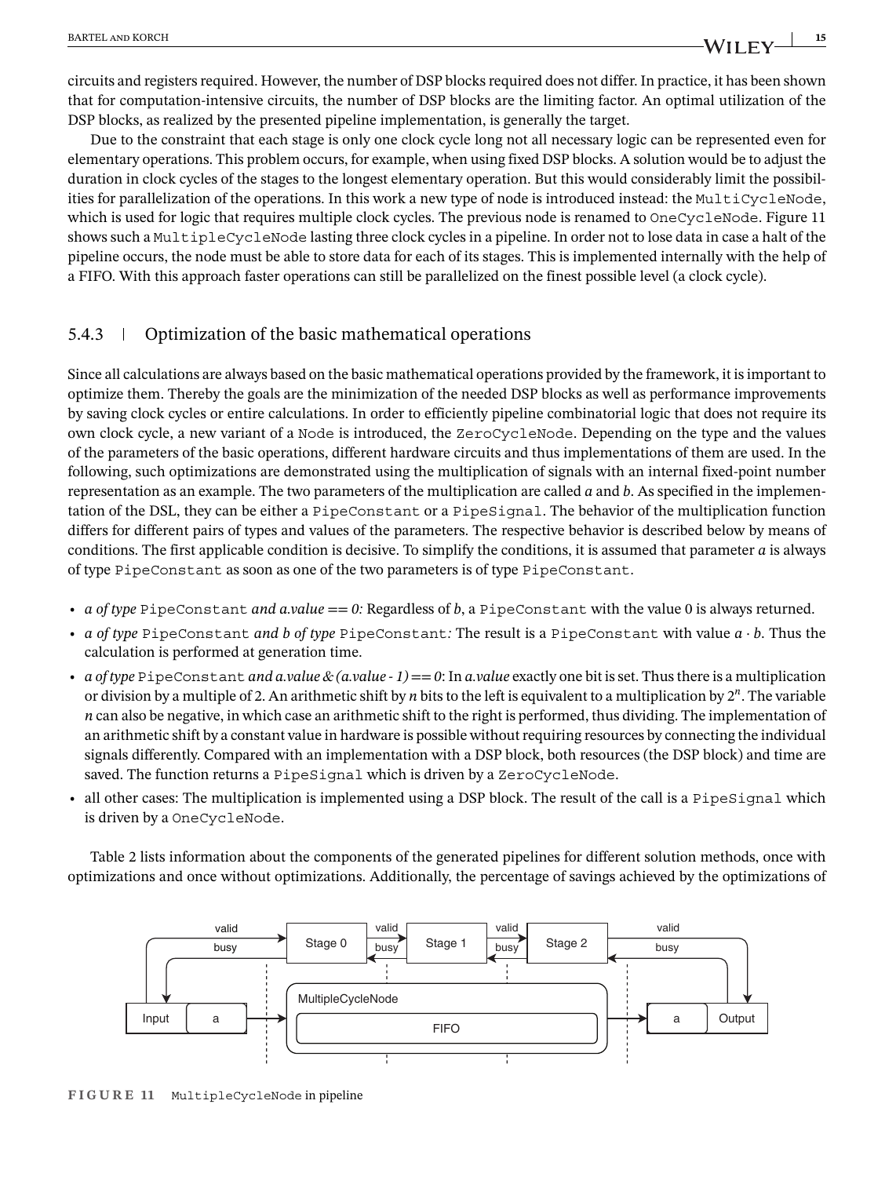circuits and registers required. However, the number of DSP blocks required does not differ. In practice, it has been shown that for computation-intensive circuits, the number of DSP blocks are the limiting factor. An optimal utilization of the DSP blocks, as realized by the presented pipeline implementation, is generally the target.

Due to the constraint that each stage is only one clock cycle long not all necessary logic can be represented even for elementary operations. This problem occurs, for example, when using fixed DSP blocks. A solution would be to adjust the duration in clock cycles of the stages to the longest elementary operation. But this would considerably limit the possibilities for parallelization of the operations. In this work a new type of node is introduced instead: the `MultiCycleNode`, which is used for logic that requires multiple clock cycles. The previous node is renamed to `OneCycleNode`. Figure 11 shows such a `MultipleCycleNode` lasting three clock cycles in a pipeline. In order not to lose data in case a halt of the pipeline occurs, the node must be able to store data for each of its stages. This is implemented internally with the help of a FIFO. With this approach faster operations can still be parallelized on the finest possible level (a clock cycle).

### 5.4.3 | Optimization of the basic mathematical operations

Since all calculations are always based on the basic mathematical operations provided by the framework, it is important to optimize them. Thereby the goals are the minimization of the needed DSP blocks as well as performance improvements by saving clock cycles or entire calculations. In order to efficiently pipeline combinatorial logic that does not require its own clock cycle, a new variant of a `Node` is introduced, the `ZeroCycleNode`. Depending on the type and the values of the parameters of the basic operations, different hardware circuits and thus implementations of them are used. In the following, such optimizations are demonstrated using the multiplication of signals with an internal fixed-point number representation as an example. The two parameters of the multiplication are called $a$ and $b$. As specified in the implementation of the DSL, they can be either a `PipeConstant` or a `PipeSignal`. The behavior of the multiplication function differs for different pairs of types and values of the parameters. The respective behavior is described below by means of conditions. The first applicable condition is decisive. To simplify the conditions, it is assumed that parameter $a$ is always of type `PipeConstant` as soon as one of the two parameters is of type `PipeConstant`.

- *a of type* `PipeConstant` *and a.value == 0:* Regardless of $b$, a `PipeConstant` with the value 0 is always returned.
- *a of type* `PipeConstant` *and b of type* `PipeConstant`*:* The result is a `PipeConstant` with value $a \cdot b$. Thus the calculation is performed at generation time.
- *a of type* `PipeConstant` *and a.value & (a.value - 1) == 0*: In *a.value* exactly one bit is set. Thus there is a multiplication or division by a multiple of 2. An arithmetic shift by $n$ bits to the left is equivalent to a multiplication by $2^n$. The variable $n$ can also be negative, in which case an arithmetic shift to the right is performed, thus dividing. The implementation of an arithmetic shift by a constant value in hardware is possible without requiring resources by connecting the individual signals differently. Compared with an implementation with a DSP block, both resources (the DSP block) and time are saved. The function returns a `PipeSignal` which is driven by a `ZeroCycleNode`.
- all other cases: The multiplication is implemented using a DSP block. The result of the call is a `PipeSignal` which is driven by a `OneCycleNode`.

Table 2 lists information about the components of the generated pipelines for different solution methods, once with optimizations and once without optimizations. Additionally, the percentage of savings achieved by the optimizations of

valid
busy
Stage 0
valid
busy
Stage 1
valid
busy
Stage 2
valid
busy
Input
a
MultipleCycleNode
FIFO
a
Output

**FIGURE 11** `MultipleCycleNode` in pipeline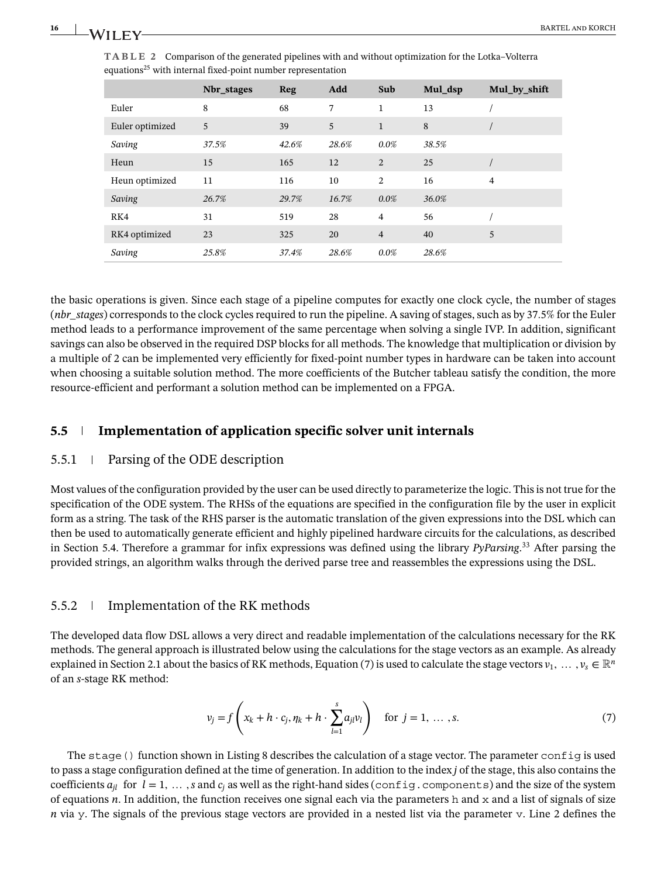**TABLE 2** Comparison of the generated pipelines with and without optimization for the Lotka–Volterra equations[25] with internal fixed-point number representation

| | Nbr_stages | Reg | Add | Sub | Mul_dsp | Mul_by_shift |
|---|---|---|---|---|---|---|
| Euler | 8 | 68 | 7 | 1 | 13 | / |
| Euler optimized | 5 | 39 | 5 | 1 | 8 | / |
| *Saving* | *37.5%* | *42.6%* | *28.6%* | *0.0%* | *38.5%* | |
| Heun | 15 | 165 | 12 | 2 | 25 | / |
| Heun optimized | 11 | 116 | 10 | 2 | 16 | 4 |
| *Saving* | *26.7%* | *29.7%* | *16.7%* | *0.0%* | *36.0%* | |
| RK4 | 31 | 519 | 28 | 4 | 56 | / |
| RK4 optimized | 23 | 325 | 20 | 4 | 40 | 5 |
| *Saving* | *25.8%* | *37.4%* | *28.6%* | *0.0%* | *28.6%* | |

the basic operations is given. Since each stage of a pipeline computes for exactly one clock cycle, the number of stages (*nbr_stages*) corresponds to the clock cycles required to run the pipeline. A saving of stages, such as by 37.5% for the Euler method leads to a performance improvement of the same percentage when solving a single IVP. In addition, significant savings can also be observed in the required DSP blocks for all methods. The knowledge that multiplication or division by a multiple of 2 can be implemented very efficiently for fixed-point number types in hardware can be taken into account when choosing a suitable solution method. The more coefficients of the Butcher tableau satisfy the condition, the more resource-efficient and performant a solution method can be implemented on a FPGA.

## 5.5 Implementation of application specific solver unit internals

### 5.5.1 Parsing of the ODE description

Most values of the configuration provided by the user can be used directly to parameterize the logic. This is not true for the specification of the ODE system. The RHSs of the equations are specified in the configuration file by the user in explicit form as a string. The task of the RHS parser is the automatic translation of the given expressions into the DSL which can then be used to automatically generate efficient and highly pipelined hardware circuits for the calculations, as described in Section 5.4. Therefore a grammar for infix expressions was defined using the library *PyParsing*.[33] After parsing the provided strings, an algorithm walks through the derived parse tree and reassembles the expressions using the DSL.

### 5.5.2 Implementation of the RK methods

The developed data flow DSL allows a very direct and readable implementation of the calculations necessary for the RK methods. The general approach is illustrated below using the calculations for the stage vectors as an example. As already explained in Section 2.1 about the basics of RK methods, Equation (7) is used to calculate the stage vectors $v_1, \ldots, v_s \in \mathbb{R}^n$ of an $s$-stage RK method:

$$v_j = f\left(x_k + h \cdot c_j, \eta_k + h \cdot \sum_{l=1}^{s} a_{jl} v_l\right) \quad \text{for } j = 1, \ldots, s. \tag{7}$$

The `stage()` function shown in Listing 8 describes the calculation of a stage vector. The parameter `config` is used to pass a stage configuration defined at the time of generation. In addition to the index $j$ of the stage, this also contains the coefficients $a_{jl}$ for $l = 1, \ldots, s$ and $c_j$ as well as the right-hand sides (`config.components`) and the size of the system of equations $n$. In addition, the function receives one signal each via the parameters `h` and `x` and a list of signals of size $n$ via `y`. The signals of the previous stage vectors are provided in a nested list via the parameter `v`. Line 2 defines the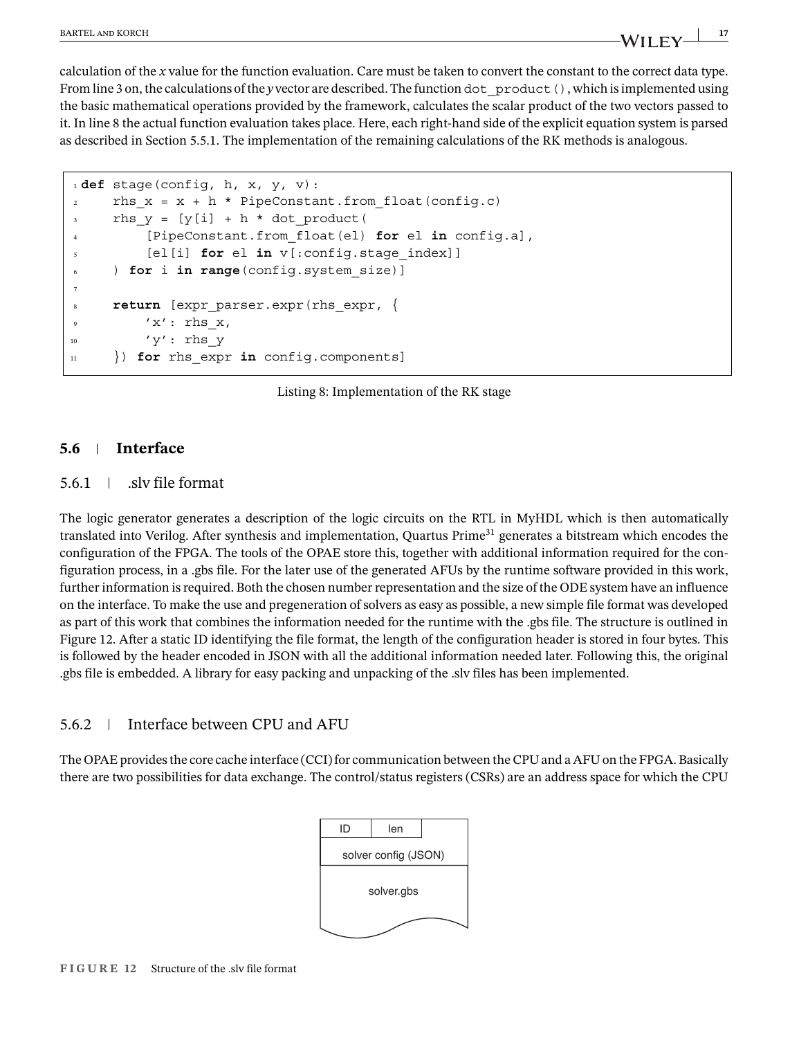calculation of the $x$ value for the function evaluation. Care must be taken to convert the constant to the correct data type. From line 3 on, the calculations of the $y$ vector are described. The function `dot_product()`, which is implemented using the basic mathematical operations provided by the framework, calculates the scalar product of the two vectors passed to it. In line 8 the actual function evaluation takes place. Here, each right-hand side of the explicit equation system is parsed as described in Section 5.5.1. The implementation of the remaining calculations of the RK methods is analogous.

```
def stage(config, h, x, y, v):
    rhs_x = x + h * PipeConstant.from_float(config.c)
    rhs_y = [y[i] + h * dot_product(
        [PipeConstant.from_float(el) for el in config.a],
        [el[i] for el in v[:config.stage_index]]
    ) for i in range(config.system_size)]

    return [expr_parser.expr(rhs_expr, {
        'x': rhs_x,
        'y': rhs_y
    }) for rhs_expr in config.components]
```

Listing 8: Implementation of the RK stage

## 5.6 Interface

### 5.6.1 .slv file format

The logic generator generates a description of the logic circuits on the RTL in MyHDL which is then automatically translated into Verilog. After synthesis and implementation, Quartus Prime[31] generates a bitstream which encodes the configuration of the FPGA. The tools of the OPAE store this, together with additional information required for the configuration process, in a .gbs file. For the later use of the generated AFUs by the runtime software provided in this work, further information is required. Both the chosen number representation and the size of the ODE system have an influence on the interface. To make the use and pregeneration of solvers as easy as possible, a new simple file format was developed as part of this work that combines the information needed for the runtime with the .gbs file. The structure is outlined in Figure 12. After a static ID identifying the file format, the length of the configuration header is stored in four bytes. This is followed by the header encoded in JSON with all the additional information needed later. Following this, the original .gbs file is embedded. A library for easy packing and unpacking of the .slv files has been implemented.

### 5.6.2 Interface between CPU and AFU

The OPAE provides the core cache interface (CCI) for communication between the CPU and a AFU on the FPGA. Basically there are two possibilities for data exchange. The control/status registers (CSRs) are an address space for which the CPU

ID
len
solver config (JSON)
solver.gbs

FIGURE 12 Structure of the .slv file format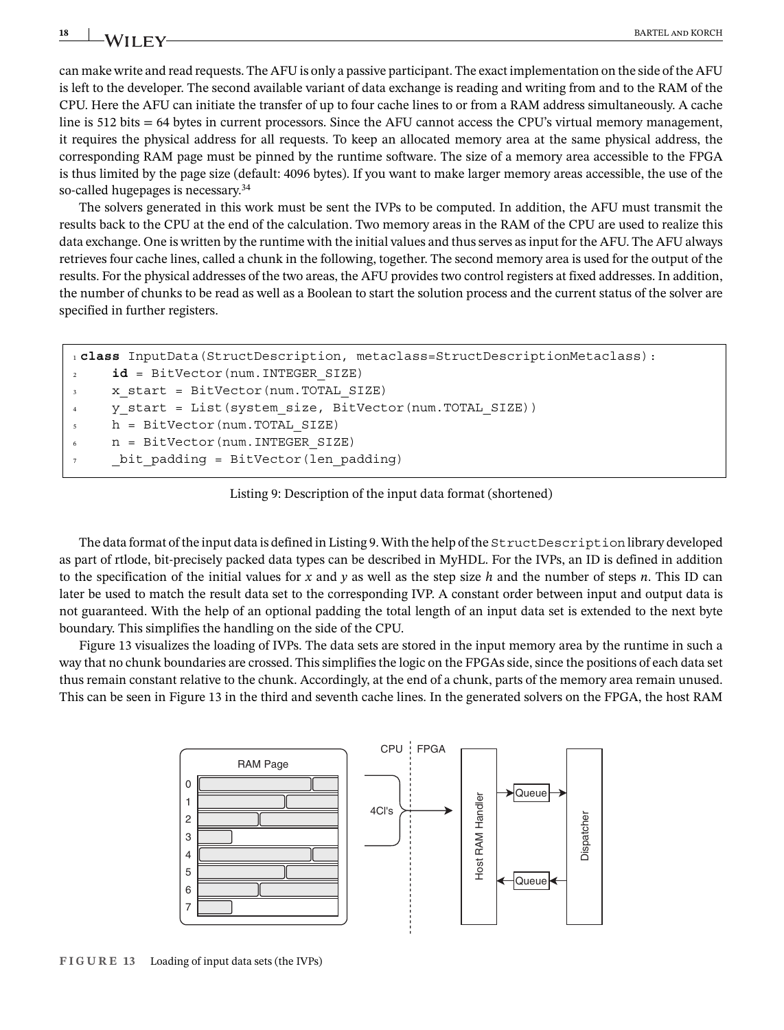can make write and read requests. The AFU is only a passive participant. The exact implementation on the side of the AFU is left to the developer. The second available variant of data exchange is reading and writing from and to the RAM of the CPU. Here the AFU can initiate the transfer of up to four cache lines to or from a RAM address simultaneously. A cache line is 512 bits = 64 bytes in current processors. Since the AFU cannot access the CPU's virtual memory management, it requires the physical address for all requests. To keep an allocated memory area at the same physical address, the corresponding RAM page must be pinned by the runtime software. The size of a memory area accessible to the FPGA is thus limited by the page size (default: 4096 bytes). If you want to make larger memory areas accessible, the use of the so-called hugepages is necessary.[34]

The solvers generated in this work must be sent the IVPs to be computed. In addition, the AFU must transmit the results back to the CPU at the end of the calculation. Two memory areas in the RAM of the CPU are used to realize this data exchange. One is written by the runtime with the initial values and thus serves as input for the AFU. The AFU always retrieves four cache lines, called a chunk in the following, together. The second memory area is used for the output of the results. For the physical addresses of the two areas, the AFU provides two control registers at fixed addresses. In addition, the number of chunks to be read as well as a Boolean to start the solution process and the current status of the solver are specified in further registers.

```
class InputData(StructDescription, metaclass=StructDescriptionMetaclass):
    id = BitVector(num.INTEGER_SIZE)
    x_start = BitVector(num.TOTAL_SIZE)
    y_start = List(system_size, BitVector(num.TOTAL_SIZE))
    h = BitVector(num.TOTAL_SIZE)
    n = BitVector(num.INTEGER_SIZE)
    _bit_padding = BitVector(len_padding)
```

Listing 9: Description of the input data format (shortened)

The data format of the input data is defined in Listing 9. With the help of the `StructDescription` library developed as part of rtlode, bit-precisely packed data types can be described in MyHDL. For the IVPs, an ID is defined in addition to the specification of the initial values for $x$ and $y$ as well as the step size $h$ and the number of steps $n$. This ID can later be used to match the result data set to the corresponding IVP. A constant order between input and output data is not guaranteed. With the help of an optional padding the total length of an input data set is extended to the next byte boundary. This simplifies the handling on the side of the CPU.

Figure 13 visualizes the loading of IVPs. The data sets are stored in the input memory area by the runtime in such a way that no chunk boundaries are crossed. This simplifies the logic on the FPGAs side, since the positions of each data set thus remain constant relative to the chunk. Accordingly, at the end of a chunk, parts of the memory area remain unused. This can be seen in Figure 13 in the third and seventh cache lines. In the generated solvers on the FPGA, the host RAM

RAM Page
0
1
2
3
4
5
6
7
CPU
FPGA
4Cl's
Host RAM Handler
Queue
Queue
Dispatcher

**FIGURE 13** Loading of input data sets (the IVPs)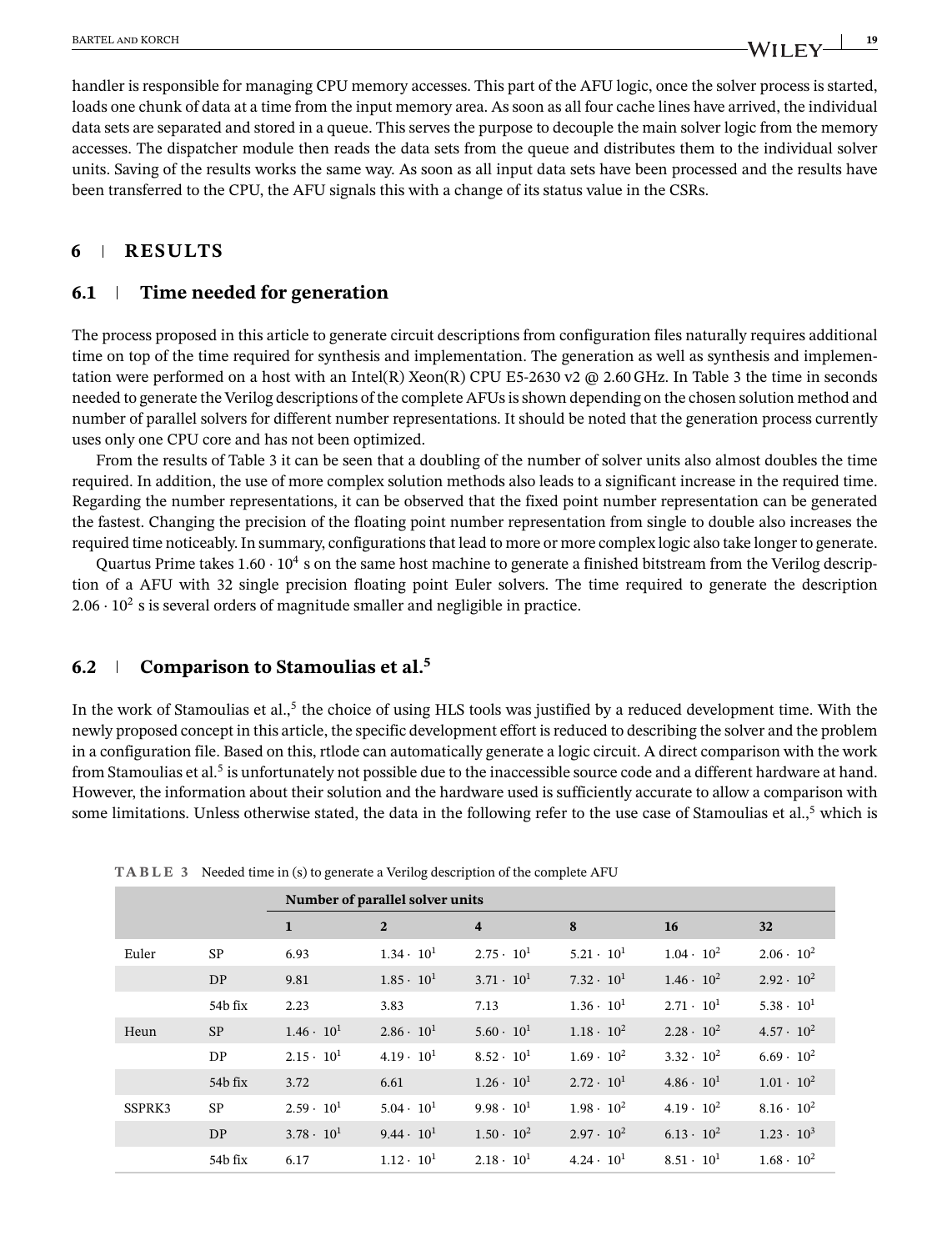handler is responsible for managing CPU memory accesses. This part of the AFU logic, once the solver process is started, loads one chunk of data at a time from the input memory area. As soon as all four cache lines have arrived, the individual data sets are separated and stored in a queue. This serves the purpose to decouple the main solver logic from the memory accesses. The dispatcher module then reads the data sets from the queue and distributes them to the individual solver units. Saving of the results works the same way. As soon as all input data sets have been processed and the results have been transferred to the CPU, the AFU signals this with a change of its status value in the CSRs.

## 6 | RESULTS

### 6.1 | Time needed for generation

The process proposed in this article to generate circuit descriptions from configuration files naturally requires additional time on top of the time required for synthesis and implementation. The generation as well as synthesis and implementation were performed on a host with an Intel(R) Xeon(R) CPU E5-2630 v2 @ 2.60 GHz. In Table 3 the time in seconds needed to generate the Verilog descriptions of the complete AFUs is shown depending on the chosen solution method and number of parallel solvers for different number representations. It should be noted that the generation process currently uses only one CPU core and has not been optimized.

From the results of Table 3 it can be seen that a doubling of the number of solver units also almost doubles the time required. In addition, the use of more complex solution methods also leads to a significant increase in the required time. Regarding the number representations, it can be observed that the fixed point number representation can be generated the fastest. Changing the precision of the floating point number representation from single to double also increases the required time noticeably. In summary, configurations that lead to more or more complex logic also take longer to generate.

Quartus Prime takes $1.60 \cdot 10^4$ s on the same host machine to generate a finished bitstream from the Verilog description of a AFU with 32 single precision floating point Euler solvers. The time required to generate the description $2.06 \cdot 10^2$ s is several orders of magnitude smaller and negligible in practice.

### 6.2 | Comparison to Stamoulias et al.[5]

In the work of Stamoulias et al.,[5] the choice of using HLS tools was justified by a reduced development time. With the newly proposed concept in this article, the specific development effort is reduced to describing the solver and the problem in a configuration file. Based on this, rtlode can automatically generate a logic circuit. A direct comparison with the work from Stamoulias et al.[5] is unfortunately not possible due to the inaccessible source code and a different hardware at hand. However, the information about their solution and the hardware used is sufficiently accurate to allow a comparison with some limitations. Unless otherwise stated, the data in the following refer to the use case of Stamoulias et al.,[5] which is

**TABLE 3** Needed time in (s) to generate a Verilog description of the complete AFU

| | | Number of parallel solver units | | | | | |
|---|---|---|---|---|---|---|---|
| | | **1** | **2** | **4** | **8** | **16** | **32** |
| Euler | SP | 6.93 | $1.34 \cdot 10^1$ | $2.75 \cdot 10^1$ | $5.21 \cdot 10^1$ | $1.04 \cdot 10^2$ | $2.06 \cdot 10^2$ |
| | DP | 9.81 | $1.85 \cdot 10^1$ | $3.71 \cdot 10^1$ | $7.32 \cdot 10^1$ | $1.46 \cdot 10^2$ | $2.92 \cdot 10^2$ |
| | 54b fix | 2.23 | 3.83 | 7.13 | $1.36 \cdot 10^1$ | $2.71 \cdot 10^1$ | $5.38 \cdot 10^1$ |
| Heun | SP | $1.46 \cdot 10^1$ | $2.86 \cdot 10^1$ | $5.60 \cdot 10^1$ | $1.18 \cdot 10^2$ | $2.28 \cdot 10^2$ | $4.57 \cdot 10^2$ |
| | DP | $2.15 \cdot 10^1$ | $4.19 \cdot 10^1$ | $8.52 \cdot 10^1$ | $1.69 \cdot 10^2$ | $3.32 \cdot 10^2$ | $6.69 \cdot 10^2$ |
| | 54b fix | 3.72 | 6.61 | $1.26 \cdot 10^1$ | $2.72 \cdot 10^1$ | $4.86 \cdot 10^1$ | $1.01 \cdot 10^2$ |
| SSPRK3 | SP | $2.59 \cdot 10^1$ | $5.04 \cdot 10^1$ | $9.98 \cdot 10^1$ | $1.98 \cdot 10^2$ | $4.19 \cdot 10^2$ | $8.16 \cdot 10^2$ |
| | DP | $3.78 \cdot 10^1$ | $9.44 \cdot 10^1$ | $1.50 \cdot 10^2$ | $2.97 \cdot 10^2$ | $6.13 \cdot 10^2$ | $1.23 \cdot 10^3$ |
| | 54b fix | 6.17 | $1.12 \cdot 10^1$ | $2.18 \cdot 10^1$ | $4.24 \cdot 10^1$ | $8.51 \cdot 10^1$ | $1.68 \cdot 10^2$ |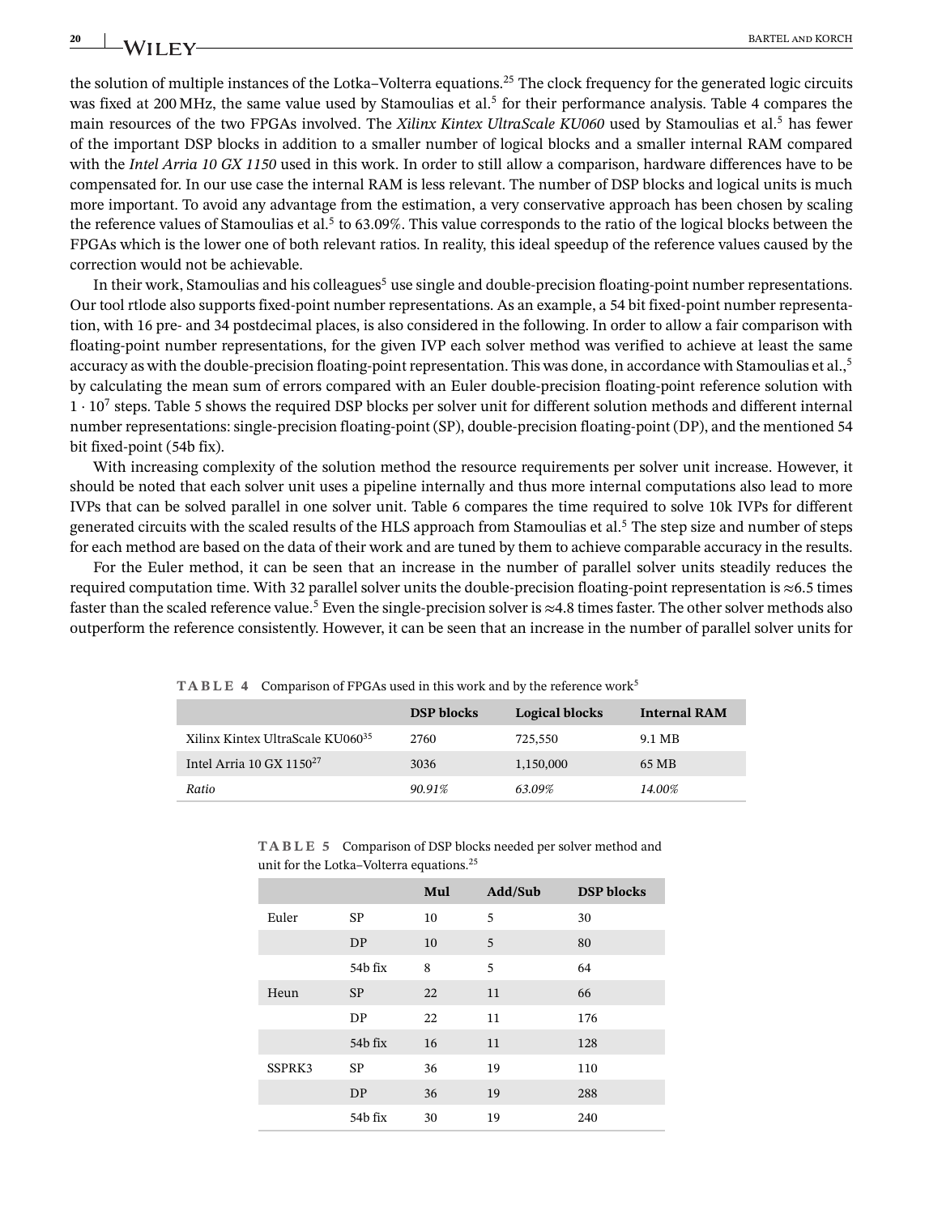the solution of multiple instances of the Lotka–Volterra equations.[25] The clock frequency for the generated logic circuits was fixed at 200 MHz, the same value used by Stamoulias et al.[5] for their performance analysis. Table 4 compares the main resources of the two FPGAs involved. The *Xilinx Kintex UltraScale KU060* used by Stamoulias et al.[5] has fewer of the important DSP blocks in addition to a smaller number of logical blocks and a smaller internal RAM compared with the *Intel Arria 10 GX 1150* used in this work. In order to still allow a comparison, hardware differences have to be compensated for. In our use case the internal RAM is less relevant. The number of DSP blocks and logical units is much more important. To avoid any advantage from the estimation, a very conservative approach has been chosen by scaling the reference values of Stamoulias et al.[5] to 63.09%. This value corresponds to the ratio of the logical blocks between the FPGAs which is the lower one of both relevant ratios. In reality, this ideal speedup of the reference values caused by the correction would not be achievable.

In their work, Stamoulias and his colleagues[5] use single and double-precision floating-point number representations. Our tool rtlode also supports fixed-point number representations. As an example, a 54 bit fixed-point number representation, with 16 pre- and 34 postdecimal places, is also considered in the following. In order to allow a fair comparison with floating-point number representations, for the given IVP each solver method was verified to achieve at least the same accuracy as with the double-precision floating-point representation. This was done, in accordance with Stamoulias et al.,[5] by calculating the mean sum of errors compared with an Euler double-precision floating-point reference solution with $1 \cdot 10^7$ steps. Table 5 shows the required DSP blocks per solver unit for different solution methods and different internal number representations: single-precision floating-point (SP), double-precision floating-point (DP), and the mentioned 54 bit fixed-point (54b fix).

With increasing complexity of the solution method the resource requirements per solver unit increase. However, it should be noted that each solver unit uses a pipeline internally and thus more internal computations also lead to more IVPs that can be solved parallel in one solver unit. Table 6 compares the time required to solve 10k IVPs for different generated circuits with the scaled results of the HLS approach from Stamoulias et al.[5] The step size and number of steps for each method are based on the data of their work and are tuned by them to achieve comparable accuracy in the results.

For the Euler method, it can be seen that an increase in the number of parallel solver units steadily reduces the required computation time. With 32 parallel solver units the double-precision floating-point representation is ≈6.5 times faster than the scaled reference value.[5] Even the single-precision solver is ≈4.8 times faster. The other solver methods also outperform the reference consistently. However, it can be seen that an increase in the number of parallel solver units for

**TABLE 4** Comparison of FPGAs used in this work and by the reference work[5]

| | DSP blocks | Logical blocks | Internal RAM |
|---|---|---|---|
| Xilinx Kintex UltraScale KU060[35] | 2760 | 725,550 | 9.1 MB |
| Intel Arria 10 GX 1150[27] | 3036 | 1,150,000 | 65 MB |
| *Ratio* | *90.91%* | *63.09%* | *14.00%* |

**TABLE 5** Comparison of DSP blocks needed per solver method and unit for the Lotka–Volterra equations.[25]

| | | Mul | Add/Sub | DSP blocks |
|---|---|---|---|---|
| Euler | SP | 10 | 5 | 30 |
| | DP | 10 | 5 | 80 |
| | 54b fix | 8 | 5 | 64 |
| Heun | SP | 22 | 11 | 66 |
| | DP | 22 | 11 | 176 |
| | 54b fix | 16 | 11 | 128 |
| SSPRK3 | SP | 36 | 19 | 110 |
| | DP | 36 | 19 | 288 |
| | 54b fix | 30 | 19 | 240 |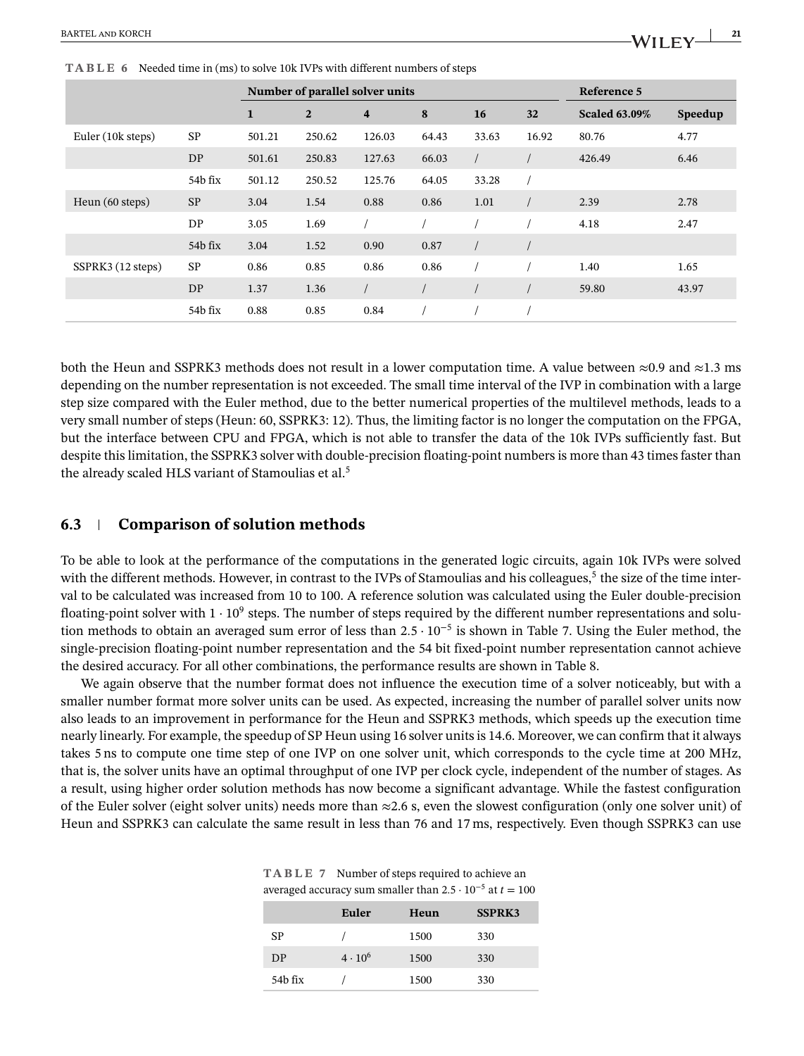**TABLE 6** Needed time in (ms) to solve 10k IVPs with different numbers of steps

| | | Number of parallel solver units | | | | | | Reference 5 | |
|---|---|---|---|---|---|---|---|---|---|
| | | **1** | **2** | **4** | **8** | **16** | **32** | **Scaled 63.09%** | **Speedup** |
| Euler (10k steps) | SP | 501.21 | 250.62 | 126.03 | 64.43 | 33.63 | 16.92 | 80.76 | 4.77 |
| | DP | 501.61 | 250.83 | 127.63 | 66.03 | / | / | 426.49 | 6.46 |
| | 54b fix | 501.12 | 250.52 | 125.76 | 64.05 | 33.28 | / | | |
| Heun (60 steps) | SP | 3.04 | 1.54 | 0.88 | 0.86 | 1.01 | / | 2.39 | 2.78 |
| | DP | 3.05 | 1.69 | / | / | / | / | 4.18 | 2.47 |
| | 54b fix | 3.04 | 1.52 | 0.90 | 0.87 | / | / | | |
| SSPRK3 (12 steps) | SP | 0.86 | 0.85 | 0.86 | 0.86 | / | / | 1.40 | 1.65 |
| | DP | 1.37 | 1.36 | / | / | / | / | 59.80 | 43.97 |
| | 54b fix | 0.88 | 0.85 | 0.84 | / | / | / | | |

both the Heun and SSPRK3 methods does not result in a lower computation time. A value between ≈0.9 and ≈1.3 ms depending on the number representation is not exceeded. The small time interval of the IVP in combination with a large step size compared with the Euler method, due to the better numerical properties of the multilevel methods, leads to a very small number of steps (Heun: 60, SSPRK3: 12). Thus, the limiting factor is no longer the computation on the FPGA, but the interface between CPU and FPGA, which is not able to transfer the data of the 10k IVPs sufficiently fast. But despite this limitation, the SSPRK3 solver with double-precision floating-point numbers is more than 43 times faster than the already scaled HLS variant of Stamoulias et al.[5]

## 6.3 | Comparison of solution methods

To be able to look at the performance of the computations in the generated logic circuits, again 10k IVPs were solved with the different methods. However, in contrast to the IVPs of Stamoulias and his colleagues,[5] the size of the time interval to be calculated was increased from 10 to 100. A reference solution was calculated using the Euler double-precision floating-point solver with $1 \cdot 10^9$ steps. The number of steps required by the different number representations and solution methods to obtain an averaged sum error of less than $2.5 \cdot 10^{-5}$ is shown in Table 7. Using the Euler method, the single-precision floating-point number representation and the 54 bit fixed-point number representation cannot achieve the desired accuracy. For all other combinations, the performance results are shown in Table 8.

We again observe that the number format does not influence the execution time of a solver noticeably, but with a smaller number format more solver units can be used. As expected, increasing the number of parallel solver units now also leads to an improvement in performance for the Heun and SSPRK3 methods, which speeds up the execution time nearly linearly. For example, the speedup of SP Heun using 16 solver units is 14.6. Moreover, we can confirm that it always takes 5 ns to compute one time step of one IVP on one solver unit, which corresponds to the cycle time at 200 MHz, that is, the solver units have an optimal throughput of one IVP per clock cycle, independent of the number of stages. As a result, using higher order solution methods has now become a significant advantage. While the fastest configuration of the Euler solver (eight solver units) needs more than ≈2.6 s, even the slowest configuration (only one solver unit) of Heun and SSPRK3 can calculate the same result in less than 76 and 17 ms, respectively. Even though SSPRK3 can use

**TABLE 7** Number of steps required to achieve an averaged accuracy sum smaller than $2.5 \cdot 10^{-5}$ at $t = 100$

| | Euler | Heun | SSPRK3 |
|---|---|---|---|
| SP | / | 1500 | 330 |
| DP | $4 \cdot 10^6$ | 1500 | 330 |
| 54b fix | / | 1500 | 330 |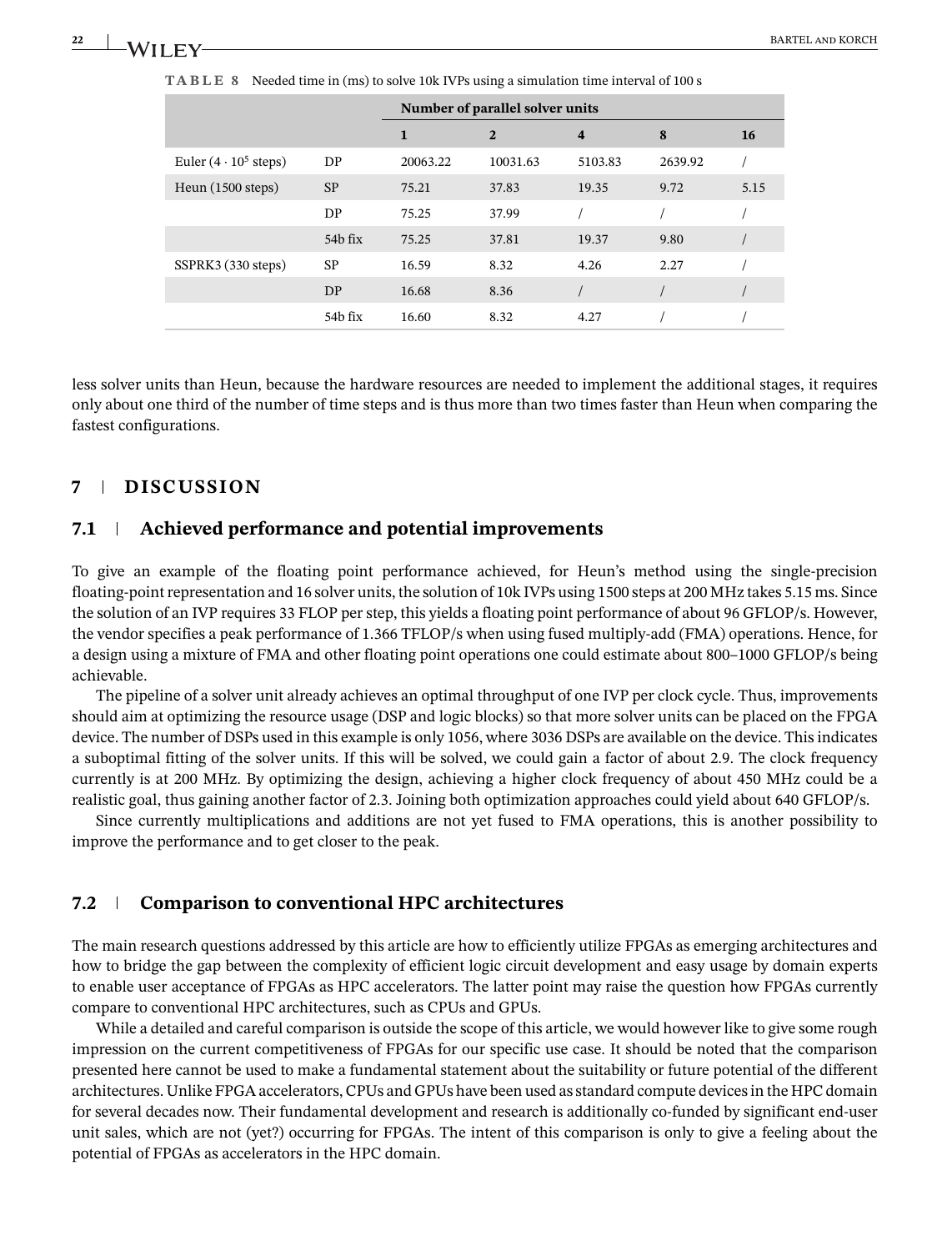**TABLE 8** Needed time in (ms) to solve 10k IVPs using a simulation time interval of 100 s

| | | Number of parallel solver units | | | | |
|---|---|---|---|---|---|---|
| | | **1** | **2** | **4** | **8** | **16** |
| Euler ($4 \cdot 10^5$ steps) | DP | 20063.22 | 10031.63 | 5103.83 | 2639.92 | / |
| Heun (1500 steps) | SP | 75.21 | 37.83 | 19.35 | 9.72 | 5.15 |
| | DP | 75.25 | 37.99 | / | / | / |
| | 54b fix | 75.25 | 37.81 | 19.37 | 9.80 | / |
| SSPRK3 (330 steps) | SP | 16.59 | 8.32 | 4.26 | 2.27 | / |
| | DP | 16.68 | 8.36 | / | / | / |
| | 54b fix | 16.60 | 8.32 | 4.27 | / | / |

less solver units than Heun, because the hardware resources are needed to implement the additional stages, it requires only about one third of the number of time steps and is thus more than two times faster than Heun when comparing the fastest configurations.

## 7 DISCUSSION

### 7.1 Achieved performance and potential improvements

To give an example of the floating point performance achieved, for Heun's method using the single-precision floating-point representation and 16 solver units, the solution of 10k IVPs using 1500 steps at 200 MHz takes 5.15 ms. Since the solution of an IVP requires 33 FLOP per step, this yields a floating point performance of about 96 GFLOP/s. However, the vendor specifies a peak performance of 1.366 TFLOP/s when using fused multiply-add (FMA) operations. Hence, for a design using a mixture of FMA and other floating point operations one could estimate about 800–1000 GFLOP/s being achievable.

The pipeline of a solver unit already achieves an optimal throughput of one IVP per clock cycle. Thus, improvements should aim at optimizing the resource usage (DSP and logic blocks) so that more solver units can be placed on the FPGA device. The number of DSPs used in this example is only 1056, where 3036 DSPs are available on the device. This indicates a suboptimal fitting of the solver units. If this will be solved, we could gain a factor of about 2.9. The clock frequency currently is at 200 MHz. By optimizing the design, achieving a higher clock frequency of about 450 MHz could be a realistic goal, thus gaining another factor of 2.3. Joining both optimization approaches could yield about 640 GFLOP/s.

Since currently multiplications and additions are not yet fused to FMA operations, this is another possibility to improve the performance and to get closer to the peak.

### 7.2 Comparison to conventional HPC architectures

The main research questions addressed by this article are how to efficiently utilize FPGAs as emerging architectures and how to bridge the gap between the complexity of efficient logic circuit development and easy usage by domain experts to enable user acceptance of FPGAs as HPC accelerators. The latter point may raise the question how FPGAs currently compare to conventional HPC architectures, such as CPUs and GPUs.

While a detailed and careful comparison is outside the scope of this article, we would however like to give some rough impression on the current competitiveness of FPGAs for our specific use case. It should be noted that the comparison presented here cannot be used to make a fundamental statement about the suitability or future potential of the different architectures. Unlike FPGA accelerators, CPUs and GPUs have been used as standard compute devices in the HPC domain for several decades now. Their fundamental development and research is additionally co-funded by significant end-user unit sales, which are not (yet?) occurring for FPGAs. The intent of this comparison is only to give a feeling about the potential of FPGAs as accelerators in the HPC domain.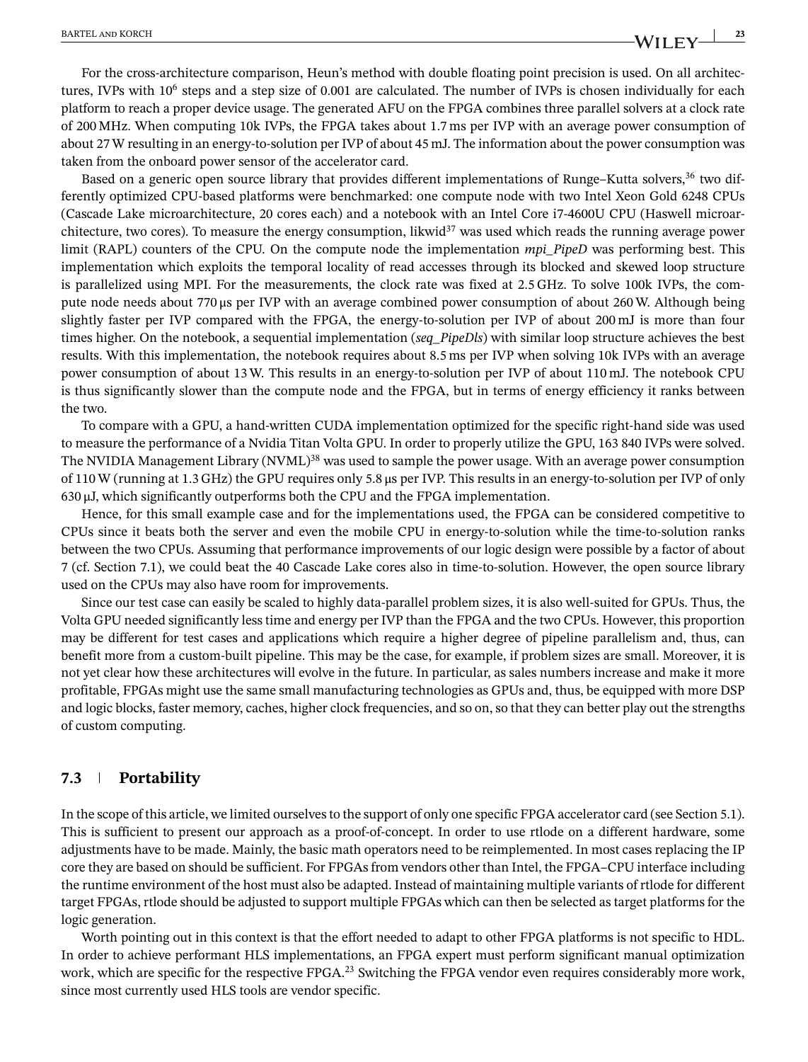For the cross-architecture comparison, Heun's method with double floating point precision is used. On all architectures, IVPs with $10^6$ steps and a step size of 0.001 are calculated. The number of IVPs is chosen individually for each platform to reach a proper device usage. The generated AFU on the FPGA combines three parallel solvers at a clock rate of 200 MHz. When computing 10k IVPs, the FPGA takes about 1.7 ms per IVP with an average power consumption of about 27 W resulting in an energy-to-solution per IVP of about 45 mJ. The information about the power consumption was taken from the onboard power sensor of the accelerator card.

Based on a generic open source library that provides different implementations of Runge–Kutta solvers,[36] two differently optimized CPU-based platforms were benchmarked: one compute node with two Intel Xeon Gold 6248 CPUs (Cascade Lake microarchitecture, 20 cores each) and a notebook with an Intel Core i7-4600U CPU (Haswell microarchitecture, two cores). To measure the energy consumption, likwid[37] was used which reads the running average power limit (RAPL) counters of the CPU. On the compute node the implementation *mpi_PipeD* was performing best. This implementation which exploits the temporal locality of read accesses through its blocked and skewed loop structure is parallelized using MPI. For the measurements, the clock rate was fixed at 2.5 GHz. To solve 100k IVPs, the compute node needs about 770 µs per IVP with an average combined power consumption of about 260 W. Although being slightly faster per IVP compared with the FPGA, the energy-to-solution per IVP of about 200 mJ is more than four times higher. On the notebook, a sequential implementation (*seq_PipeDls*) with similar loop structure achieves the best results. With this implementation, the notebook requires about 8.5 ms per IVP when solving 10k IVPs with an average power consumption of about 13 W. This results in an energy-to-solution per IVP of about 110 mJ. The notebook CPU is thus significantly slower than the compute node and the FPGA, but in terms of energy efficiency it ranks between the two.

To compare with a GPU, a hand-written CUDA implementation optimized for the specific right-hand side was used to measure the performance of a Nvidia Titan Volta GPU. In order to properly utilize the GPU, 163 840 IVPs were solved. The NVIDIA Management Library (NVML)[38] was used to sample the power usage. With an average power consumption of 110 W (running at 1.3 GHz) the GPU requires only 5.8 µs per IVP. This results in an energy-to-solution per IVP of only 630 µJ, which significantly outperforms both the CPU and the FPGA implementation.

Hence, for this small example case and for the implementations used, the FPGA can be considered competitive to CPUs since it beats both the server and even the mobile CPU in energy-to-solution while the time-to-solution ranks between the two CPUs. Assuming that performance improvements of our logic design were possible by a factor of about 7 (cf. Section 7.1), we could beat the 40 Cascade Lake cores also in time-to-solution. However, the open source library used on the CPUs may also have room for improvements.

Since our test case can easily be scaled to highly data-parallel problem sizes, it is also well-suited for GPUs. Thus, the Volta GPU needed significantly less time and energy per IVP than the FPGA and the two CPUs. However, this proportion may be different for test cases and applications which require a higher degree of pipeline parallelism and, thus, can benefit more from a custom-built pipeline. This may be the case, for example, if problem sizes are small. Moreover, it is not yet clear how these architectures will evolve in the future. In particular, as sales numbers increase and make it more profitable, FPGAs might use the same small manufacturing technologies as GPUs and, thus, be equipped with more DSP and logic blocks, faster memory, caches, higher clock frequencies, and so on, so that they can better play out the strengths of custom computing.

### 7.3 Portability

In the scope of this article, we limited ourselves to the support of only one specific FPGA accelerator card (see Section 5.1). This is sufficient to present our approach as a proof-of-concept. In order to use rtlode on a different hardware, some adjustments have to be made. Mainly, the basic math operators need to be reimplemented. In most cases replacing the IP core they are based on should be sufficient. For FPGAs from vendors other than Intel, the FPGA–CPU interface including the runtime environment of the host must also be adapted. Instead of maintaining multiple variants of rtlode for different target FPGAs, rtlode should be adjusted to support multiple FPGAs which can then be selected as target platforms for the logic generation.

Worth pointing out in this context is that the effort needed to adapt to other FPGA platforms is not specific to HDL. In order to achieve performant HLS implementations, an FPGA expert must perform significant manual optimization work, which are specific for the respective FPGA.[23] Switching the FPGA vendor even requires considerably more work, since most currently used HLS tools are vendor specific.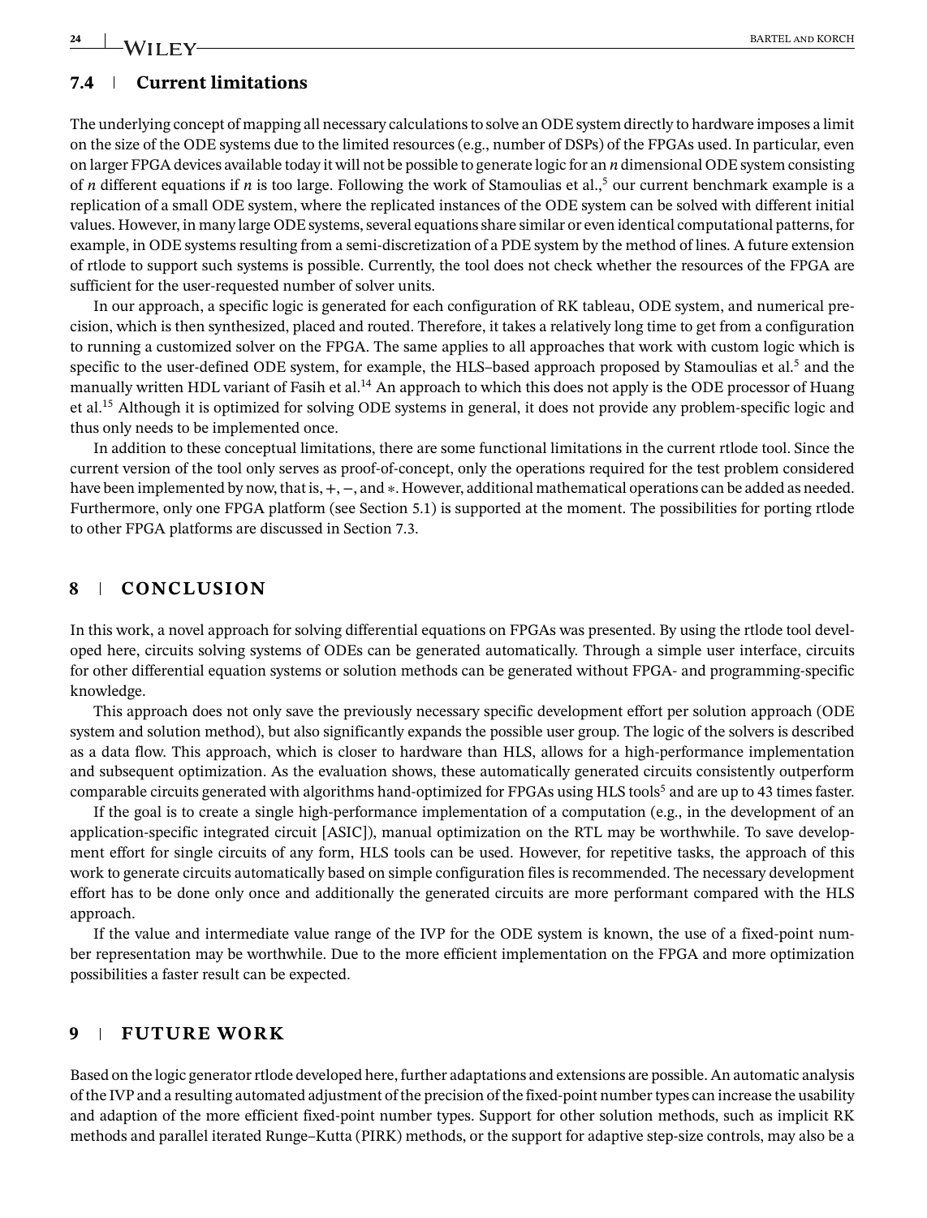### 7.4 Current limitations

The underlying concept of mapping all necessary calculations to solve an ODE system directly to hardware imposes a limit on the size of the ODE systems due to the limited resources (e.g., number of DSPs) of the FPGAs used. In particular, even on larger FPGA devices available today it will not be possible to generate logic for an $n$ dimensional ODE system consisting of $n$ different equations if $n$ is too large. Following the work of Stamoulias et al.,[5] our current benchmark example is a replication of a small ODE system, where the replicated instances of the ODE system can be solved with different initial values. However, in many large ODE systems, several equations share similar or even identical computational patterns, for example, in ODE systems resulting from a semi-discretization of a PDE system by the method of lines. A future extension of rtlode to support such systems is possible. Currently, the tool does not check whether the resources of the FPGA are sufficient for the user-requested number of solver units.

In our approach, a specific logic is generated for each configuration of RK tableau, ODE system, and numerical precision, which is then synthesized, placed and routed. Therefore, it takes a relatively long time to get from a configuration to running a customized solver on the FPGA. The same applies to all approaches that work with custom logic which is specific to the user-defined ODE system, for example, the HLS–based approach proposed by Stamoulias et al.[5] and the manually written HDL variant of Fasih et al.[14] An approach to which this does not apply is the ODE processor of Huang et al.[15] Although it is optimized for solving ODE systems in general, it does not provide any problem-specific logic and thus only needs to be implemented once.

In addition to these conceptual limitations, there are some functional limitations in the current rtlode tool. Since the current version of the tool only serves as proof-of-concept, only the operations required for the test problem considered have been implemented by now, that is, $+$, $-$, and $*$. However, additional mathematical operations can be added as needed. Furthermore, only one FPGA platform (see Section 5.1) is supported at the moment. The possibilities for porting rtlode to other FPGA platforms are discussed in Section 7.3.

## 8 CONCLUSION

In this work, a novel approach for solving differential equations on FPGAs was presented. By using the rtlode tool developed here, circuits solving systems of ODEs can be generated automatically. Through a simple user interface, circuits for other differential equation systems or solution methods can be generated without FPGA- and programming-specific knowledge.

This approach does not only save the previously necessary specific development effort per solution approach (ODE system and solution method), but also significantly expands the possible user group. The logic of the solvers is described as a data flow. This approach, which is closer to hardware than HLS, allows for a high-performance implementation and subsequent optimization. As the evaluation shows, these automatically generated circuits consistently outperform comparable circuits generated with algorithms hand-optimized for FPGAs using HLS tools[5] and are up to 43 times faster.

If the goal is to create a single high-performance implementation of a computation (e.g., in the development of an application-specific integrated circuit [ASIC]), manual optimization on the RTL may be worthwhile. To save development effort for single circuits of any form, HLS tools can be used. However, for repetitive tasks, the approach of this work to generate circuits automatically based on simple configuration files is recommended. The necessary development effort has to be done only once and additionally the generated circuits are more performant compared with the HLS approach.

If the value and intermediate value range of the IVP for the ODE system is known, the use of a fixed-point number representation may be worthwhile. Due to the more efficient implementation on the FPGA and more optimization possibilities a faster result can be expected.

## 9 FUTURE WORK

Based on the logic generator rtlode developed here, further adaptations and extensions are possible. An automatic analysis of the IVP and a resulting automated adjustment of the precision of the fixed-point number types can increase the usability and adaption of the more efficient fixed-point number types. Support for other solution methods, such as implicit RK methods and parallel iterated Runge–Kutta (PIRK) methods, or the support for adaptive step-size controls, may also be a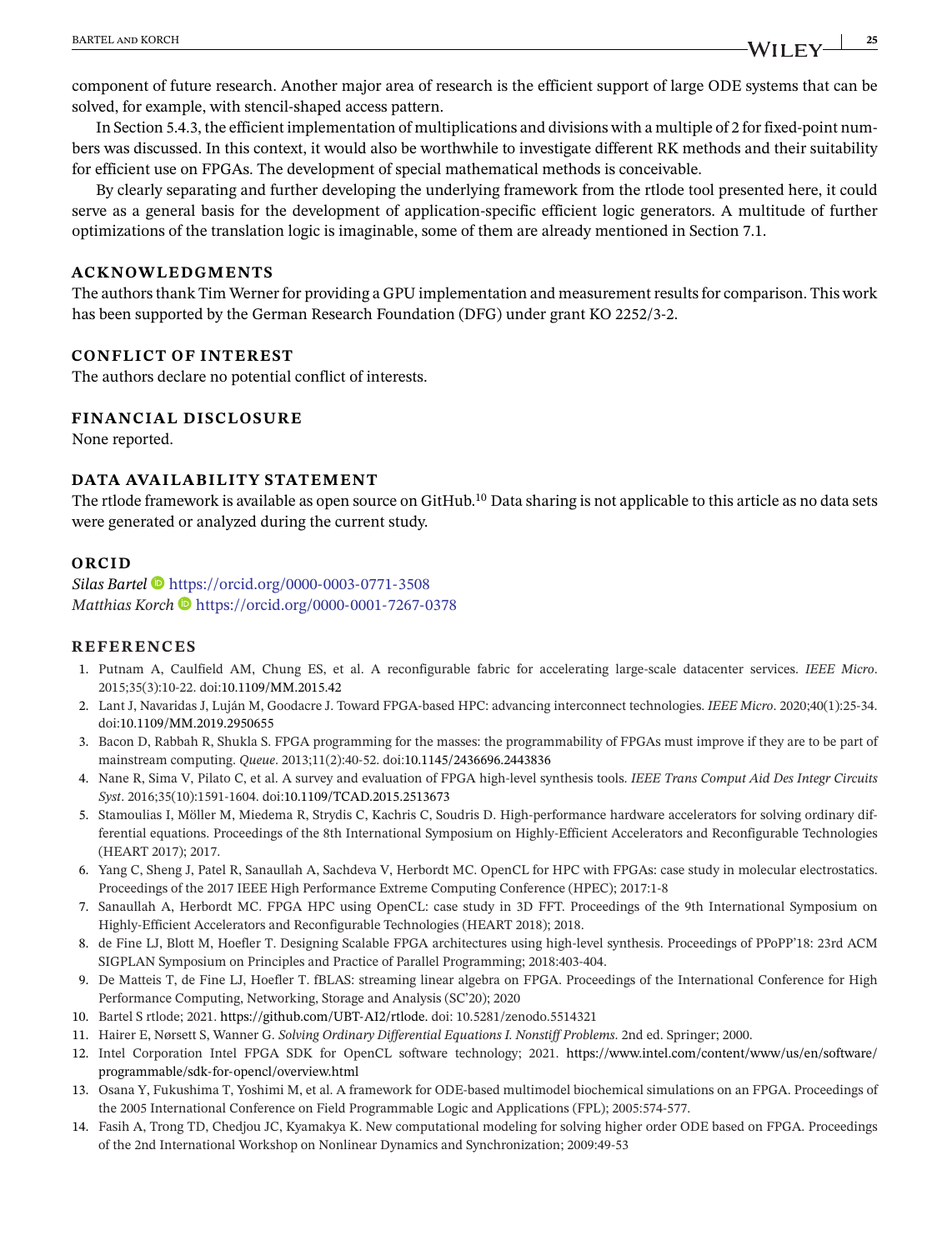component of future research. Another major area of research is the efficient support of large ODE systems that can be solved, for example, with stencil-shaped access pattern.

In Section 5.4.3, the efficient implementation of multiplications and divisions with a multiple of 2 for fixed-point numbers was discussed. In this context, it would also be worthwhile to investigate different RK methods and their suitability for efficient use on FPGAs. The development of special mathematical methods is conceivable.

By clearly separating and further developing the underlying framework from the rtlode tool presented here, it could serve as a general basis for the development of application-specific efficient logic generators. A multitude of further optimizations of the translation logic is imaginable, some of them are already mentioned in Section 7.1.

## ACKNOWLEDGMENTS

The authors thank Tim Werner for providing a GPU implementation and measurement results for comparison. This work has been supported by the German Research Foundation (DFG) under grant KO 2252/3-2.

## CONFLICT OF INTEREST

The authors declare no potential conflict of interests.

## FINANCIAL DISCLOSURE

None reported.

## DATA AVAILABILITY STATEMENT

The rtlode framework is available as open source on GitHub.[10] Data sharing is not applicable to this article as no data sets were generated or analyzed during the current study.

## ORCID

*Silas Bartel* https://orcid.org/0000-0003-0771-3508
*Matthias Korch* https://orcid.org/0000-0001-7267-0378

## REFERENCES

1. Putnam A, Caulfield AM, Chung ES, et al. A reconfigurable fabric for accelerating large-scale datacenter services. *IEEE Micro*. 2015;35(3):10-22. doi:10.1109/MM.2015.42
2. Lant J, Navaridas J, Luján M, Goodacre J. Toward FPGA-based HPC: advancing interconnect technologies. *IEEE Micro*. 2020;40(1):25-34. doi:10.1109/MM.2019.2950655
3. Bacon D, Rabbah R, Shukla S. FPGA programming for the masses: the programmability of FPGAs must improve if they are to be part of mainstream computing. *Queue*. 2013;11(2):40-52. doi:10.1145/2436696.2443836
4. Nane R, Sima V, Pilato C, et al. A survey and evaluation of FPGA high-level synthesis tools. *IEEE Trans Comput Aid Des Integr Circuits Syst*. 2016;35(10):1591-1604. doi:10.1109/TCAD.2015.2513673
5. Stamoulias I, Möller M, Miedema R, Strydis C, Kachris C, Soudris D. High-performance hardware accelerators for solving ordinary differential equations. Proceedings of the 8th International Symposium on Highly-Efficient Accelerators and Reconfigurable Technologies (HEART 2017); 2017.
6. Yang C, Sheng J, Patel R, Sanaullah A, Sachdeva V, Herbordt MC. OpenCL for HPC with FPGAs: case study in molecular electrostatics. Proceedings of the 2017 IEEE High Performance Extreme Computing Conference (HPEC); 2017:1-8
7. Sanaullah A, Herbordt MC. FPGA HPC using OpenCL: case study in 3D FFT. Proceedings of the 9th International Symposium on Highly-Efficient Accelerators and Reconfigurable Technologies (HEART 2018); 2018.
8. de Fine LJ, Blott M, Hoefler T. Designing Scalable FPGA architectures using high-level synthesis. Proceedings of PPoPP'18: 23rd ACM SIGPLAN Symposium on Principles and Practice of Parallel Programming; 2018:403-404.
9. De Matteis T, de Fine LJ, Hoefler T. fBLAS: streaming linear algebra on FPGA. Proceedings of the International Conference for High Performance Computing, Networking, Storage and Analysis (SC'20); 2020
10. Bartel S rtlode; 2021. https://github.com/UBT-AI2/rtlode. doi: 10.5281/zenodo.5514321
11. Hairer E, Nørsett S, Wanner G. *Solving Ordinary Differential Equations I. Nonstiff Problems*. 2nd ed. Springer; 2000.
12. Intel Corporation Intel FPGA SDK for OpenCL software technology; 2021. https://www.intel.com/content/www/us/en/software/programmable/sdk-for-opencl/overview.html
13. Osana Y, Fukushima T, Yoshimi M, et al. A framework for ODE-based multimodel biochemical simulations on an FPGA. Proceedings of the 2005 International Conference on Field Programmable Logic and Applications (FPL); 2005:574-577.
14. Fasih A, Trong TD, Chedjou JC, Kyamakya K. New computational modeling for solving higher order ODE based on FPGA. Proceedings of the 2nd International Workshop on Nonlinear Dynamics and Synchronization; 2009:49-53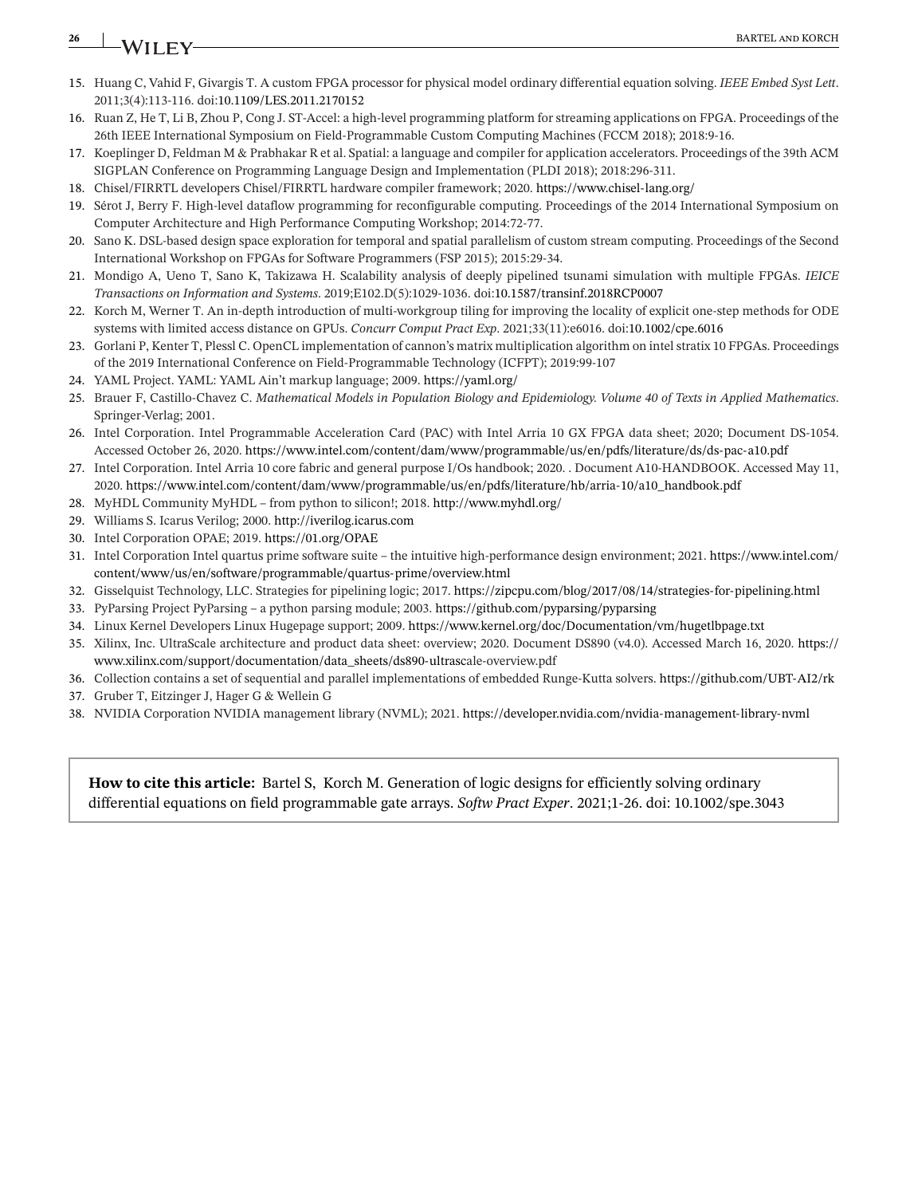15. Huang C, Vahid F, Givargis T. A custom FPGA processor for physical model ordinary differential equation solving. *IEEE Embed Syst Lett*. 2011;3(4):113-116. doi:10.1109/LES.2011.2170152
16. Ruan Z, He T, Li B, Zhou P, Cong J. ST-Accel: a high-level programming platform for streaming applications on FPGA. Proceedings of the 26th IEEE International Symposium on Field-Programmable Custom Computing Machines (FCCM 2018); 2018:9-16.
17. Koeplinger D, Feldman M & Prabhakar R et al. Spatial: a language and compiler for application accelerators. Proceedings of the 39th ACM SIGPLAN Conference on Programming Language Design and Implementation (PLDI 2018); 2018:296-311.
18. Chisel/FIRRTL developers Chisel/FIRRTL hardware compiler framework; 2020. https://www.chisel-lang.org/
19. Sérot J, Berry F. High-level dataflow programming for reconfigurable computing. Proceedings of the 2014 International Symposium on Computer Architecture and High Performance Computing Workshop; 2014:72-77.
20. Sano K. DSL-based design space exploration for temporal and spatial parallelism of custom stream computing. Proceedings of the Second International Workshop on FPGAs for Software Programmers (FSP 2015); 2015:29-34.
21. Mondigo A, Ueno T, Sano K, Takizawa H. Scalability analysis of deeply pipelined tsunami simulation with multiple FPGAs. *IEICE Transactions on Information and Systems*. 2019;E102.D(5):1029-1036. doi:10.1587/transinf.2018RCP0007
22. Korch M, Werner T. An in-depth introduction of multi-workgroup tiling for improving the locality of explicit one-step methods for ODE systems with limited access distance on GPUs. *Concurr Comput Pract Exp*. 2021;33(11):e6016. doi:10.1002/cpe.6016
23. Gorlani P, Kenter T, Plessl C. OpenCL implementation of cannon's matrix multiplication algorithm on intel stratix 10 FPGAs. Proceedings of the 2019 International Conference on Field-Programmable Technology (ICFPT); 2019:99-107
24. YAML Project. YAML: YAML Ain't markup language; 2009. https://yaml.org/
25. Brauer F, Castillo-Chavez C. *Mathematical Models in Population Biology and Epidemiology. Volume 40 of Texts in Applied Mathematics*. Springer-Verlag; 2001.
26. Intel Corporation. Intel Programmable Acceleration Card (PAC) with Intel Arria 10 GX FPGA data sheet; 2020; Document DS-1054. Accessed October 26, 2020. https://www.intel.com/content/dam/www/programmable/us/en/pdfs/literature/ds/ds-pac-a10.pdf
27. Intel Corporation. Intel Arria 10 core fabric and general purpose I/Os handbook; 2020. . Document A10-HANDBOOK. Accessed May 11, 2020. https://www.intel.com/content/dam/www/programmable/us/en/pdfs/literature/hb/arria-10/a10_handbook.pdf
28. MyHDL Community MyHDL – from python to silicon!; 2018. http://www.myhdl.org/
29. Williams S. Icarus Verilog; 2000. http://iverilog.icarus.com
30. Intel Corporation OPAE; 2019. https://01.org/OPAE
31. Intel Corporation Intel quartus prime software suite – the intuitive high-performance design environment; 2021. https://www.intel.com/content/www/us/en/software/programmable/quartus-prime/overview.html
32. Gisselquist Technology, LLC. Strategies for pipelining logic; 2017. https://zipcpu.com/blog/2017/08/14/strategies-for-pipelining.html
33. PyParsing Project PyParsing – a python parsing module; 2003. https://github.com/pyparsing/pyparsing
34. Linux Kernel Developers Linux Hugepage support; 2009. https://www.kernel.org/doc/Documentation/vm/hugetlbpage.txt
35. Xilinx, Inc. UltraScale architecture and product data sheet: overview; 2020. Document DS890 (v4.0). Accessed March 16, 2020. https://www.xilinx.com/support/documentation/data_sheets/ds890-ultrascale-overview.pdf
36. Collection contains a set of sequential and parallel implementations of embedded Runge-Kutta solvers. https://github.com/UBT-AI2/rk
37. Gruber T, Eitzinger J, Hager G & Wellein G
38. NVIDIA Corporation NVIDIA management library (NVML); 2021. https://developer.nvidia.com/nvidia-management-library-nvml

**How to cite this article:** Bartel S, Korch M. Generation of logic designs for efficiently solving ordinary differential equations on field programmable gate arrays. *Softw Pract Exper*. 2021;1-26. doi: 10.1002/spe.3043